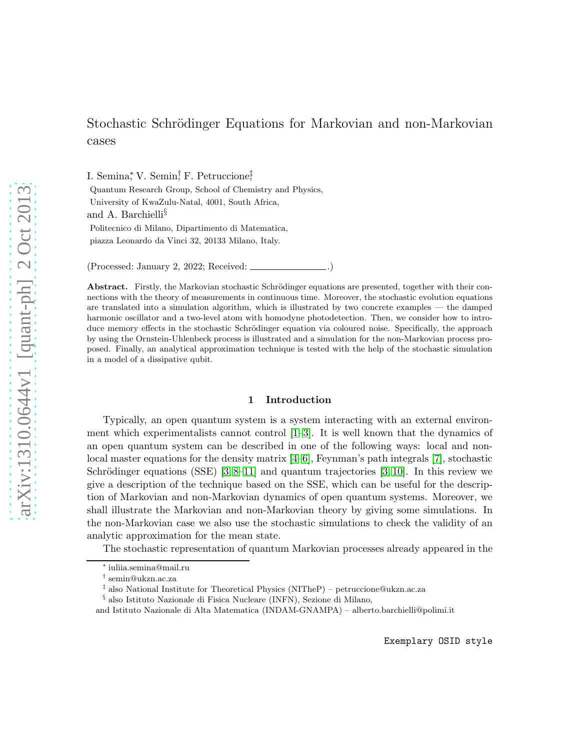# Stochastic Schrödinger Equations for Markovian and non-Markovian cases

I. Semina,[*] V. Semin,[†] F. Petruccione,[‡]
Quantum Research Group, School of Chemistry and Physics,
University of KwaZulu-Natal, 4001, South Africa,
and A. Barchielli[§]
Politecnico di Milano, Dipartimento di Matematica,
piazza Leonardo da Vinci 32, 20133 Milano, Italy.

(Processed: January 2, 2022; Received: ________________.)

**Abstract.** Firstly, the Markovian stochastic Schrödinger equations are presented, together with their connections with the theory of measurements in continuous time. Moreover, the stochastic evolution equations are translated into a simulation algorithm, which is illustrated by two concrete examples — the damped harmonic oscillator and a two-level atom with homodyne photodetection. Then, we consider how to introduce memory effects in the stochastic Schrödinger equation via coloured noise. Specifically, the approach by using the Ornstein-Uhlenbeck process is illustrated and a simulation for the non-Markovian process proposed. Finally, an analytical approximation technique is tested with the help of the stochastic simulation in a model of a dissipative qubit.

## 1 Introduction

Typically, an open quantum system is a system interacting with an external environment which experimentalists cannot control [1–3]. It is well known that the dynamics of an open quantum system can be described in one of the following ways: local and non-local master equations for the density matrix [4–6], Feynman's path integrals [7], stochastic Schrödinger equations (SSE) [3, 8–11] and quantum trajectories [3, 10]. In this review we give a description of the technique based on the SSE, which can be useful for the description of Markovian and non-Markovian dynamics of open quantum systems. Moreover, we shall illustrate the Markovian and non-Markovian theory by giving some simulations. In the non-Markovian case we also use the stochastic simulations to check the validity of an analytic approximation for the mean state.

The stochastic representation of quantum Markovian processes already appeared in the

---

[*] iuliia.semina@mail.ru
[†] semin@ukzn.ac.za
[‡] also National Institute for Theoretical Physics (NITheP) – petruccione@ukzn.ac.za
[§] also Istituto Nazionale di Fisica Nucleare (INFN), Sezione di Milano, and Istituto Nazionale di Alta Matematica (INDAM-GNAMPA) – alberto.barchielli@polimi.it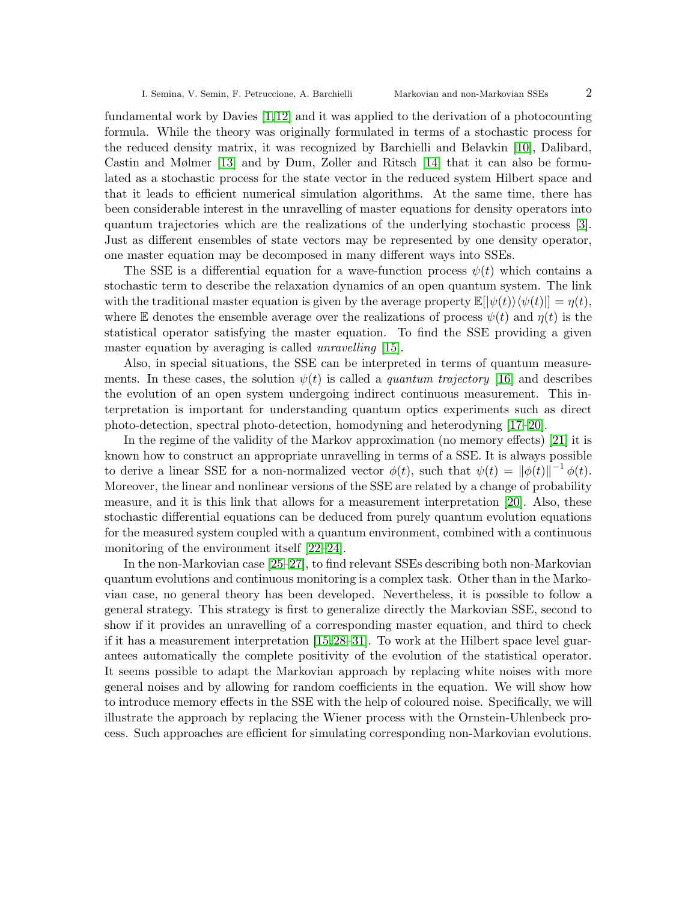fundamental work by Davies [1,12] and it was applied to the derivation of a photocounting formula. While the theory was originally formulated in terms of a stochastic process for the reduced density matrix, it was recognized by Barchielli and Belavkin [10], Dalibard, Castin and Mølmer [13] and by Dum, Zoller and Ritsch [14] that it can also be formulated as a stochastic process for the state vector in the reduced system Hilbert space and that it leads to efficient numerical simulation algorithms. At the same time, there has been considerable interest in the unravelling of master equations for density operators into quantum trajectories which are the realizations of the underlying stochastic process [3]. Just as different ensembles of state vectors may be represented by one density operator, one master equation may be decomposed in many different ways into SSEs.

The SSE is a differential equation for a wave-function process $\psi(t)$ which contains a stochastic term to describe the relaxation dynamics of an open quantum system. The link with the traditional master equation is given by the average property $\mathbb{E}[|\psi(t)\rangle\langle\psi(t)|] = \eta(t)$, where $\mathbb{E}$ denotes the ensemble average over the realizations of process $\psi(t)$ and $\eta(t)$ is the statistical operator satisfying the master equation. To find the SSE providing a given master equation by averaging is called *unravelling* [15].

Also, in special situations, the SSE can be interpreted in terms of quantum measurements. In these cases, the solution $\psi(t)$ is called a *quantum trajectory* [16] and describes the evolution of an open system undergoing indirect continuous measurement. This interpretation is important for understanding quantum optics experiments such as direct photo-detection, spectral photo-detection, homodyning and heterodyning [17–20].

In the regime of the validity of the Markov approximation (no memory effects) [21] it is known how to construct an appropriate unravelling in terms of a SSE. It is always possible to derive a linear SSE for a non-normalized vector $\phi(t)$, such that $\psi(t) = \|\phi(t)\|^{-1}\phi(t)$. Moreover, the linear and nonlinear versions of the SSE are related by a change of probability measure, and it is this link that allows for a measurement interpretation [20]. Also, these stochastic differential equations can be deduced from purely quantum evolution equations for the measured system coupled with a quantum environment, combined with a continuous monitoring of the environment itself [22–24].

In the non-Markovian case [25–27], to find relevant SSEs describing both non-Markovian quantum evolutions and continuous monitoring is a complex task. Other than in the Markovian case, no general theory has been developed. Nevertheless, it is possible to follow a general strategy. This strategy is first to generalize directly the Markovian SSE, second to show if it provides an unravelling of a corresponding master equation, and third to check if it has a measurement interpretation [15,28–31]. To work at the Hilbert space level guarantees automatically the complete positivity of the evolution of the statistical operator. It seems possible to adapt the Markovian approach by replacing white noises with more general noises and by allowing for random coefficients in the equation. We will show how to introduce memory effects in the SSE with the help of coloured noise. Specifically, we will illustrate the approach by replacing the Wiener process with the Ornstein-Uhlenbeck process. Such approaches are efficient for simulating corresponding non-Markovian evolutions.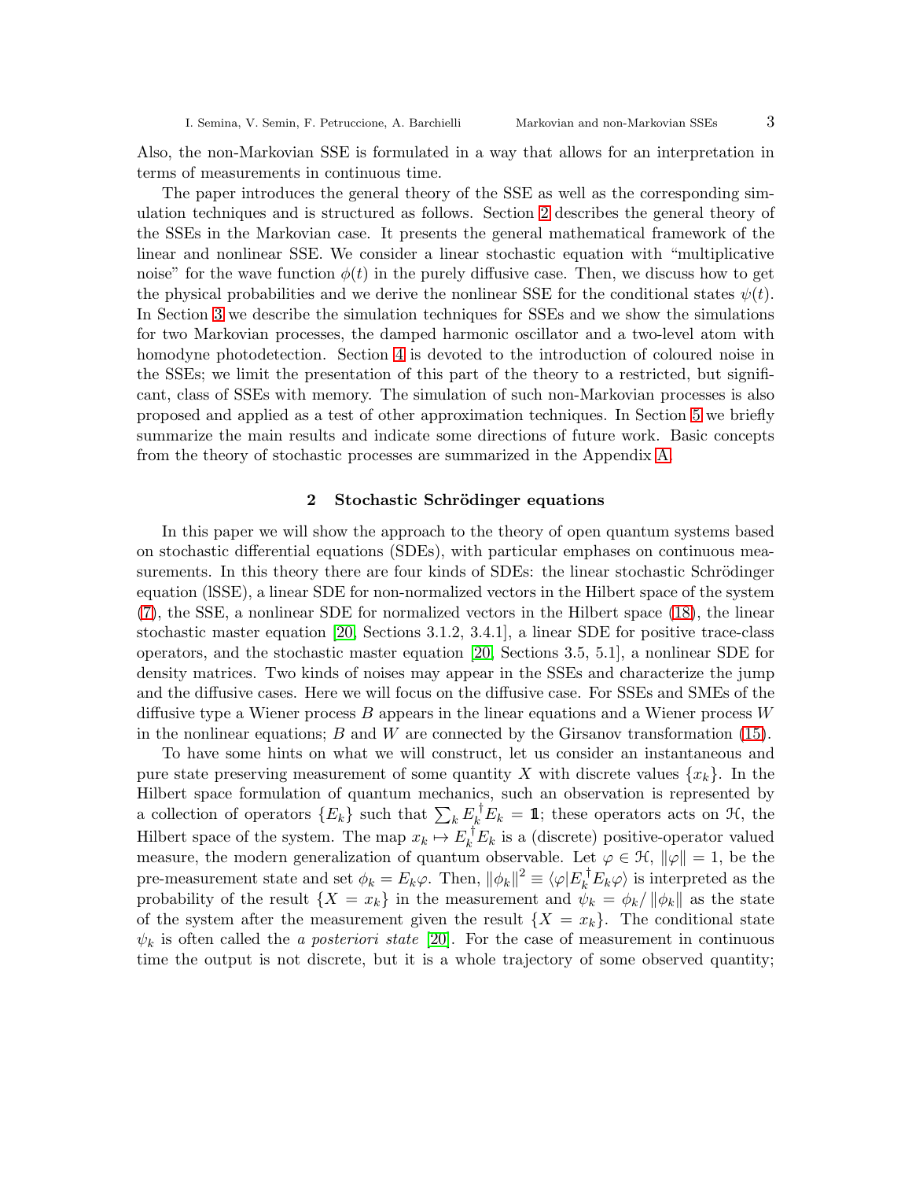Also, the non-Markovian SSE is formulated in a way that allows for an interpretation in terms of measurements in continuous time.

The paper introduces the general theory of the SSE as well as the corresponding simulation techniques and is structured as follows. Section 2 describes the general theory of the SSEs in the Markovian case. It presents the general mathematical framework of the linear and nonlinear SSE. We consider a linear stochastic equation with "multiplicative noise" for the wave function $\phi(t)$ in the purely diffusive case. Then, we discuss how to get the physical probabilities and we derive the nonlinear SSE for the conditional states $\psi(t)$. In Section 3 we describe the simulation techniques for SSEs and we show the simulations for two Markovian processes, the damped harmonic oscillator and a two-level atom with homodyne photodetection. Section 4 is devoted to the introduction of coloured noise in the SSEs; we limit the presentation of this part of the theory to a restricted, but significant, class of SSEs with memory. The simulation of such non-Markovian processes is also proposed and applied as a test of other approximation techniques. In Section 5 we briefly summarize the main results and indicate some directions of future work. Basic concepts from the theory of stochastic processes are summarized in the Appendix A.

## 2 Stochastic Schrödinger equations

In this paper we will show the approach to the theory of open quantum systems based on stochastic differential equations (SDEs), with particular emphases on continuous measurements. In this theory there are four kinds of SDEs: the linear stochastic Schrödinger equation (lSSE), a linear SDE for non-normalized vectors in the Hilbert space of the system (7), the SSE, a nonlinear SDE for normalized vectors in the Hilbert space (18), the linear stochastic master equation [20, Sections 3.1.2, 3.4.1], a linear SDE for positive trace-class operators, and the stochastic master equation [20, Sections 3.5, 5.1], a nonlinear SDE for density matrices. Two kinds of noises may appear in the SSEs and characterize the jump and the diffusive cases. Here we will focus on the diffusive case. For SSEs and SMEs of the diffusive type a Wiener process $B$ appears in the linear equations and a Wiener process $W$ in the nonlinear equations; $B$ and $W$ are connected by the Girsanov transformation (15).

To have some hints on what we will construct, let us consider an instantaneous and pure state preserving measurement of some quantity $X$ with discrete values $\{x_k\}$. In the Hilbert space formulation of quantum mechanics, such an observation is represented by a collection of operators $\{E_k\}$ such that $\sum_k E_k^\dagger E_k = \mathbb{1}$; these operators acts on $\mathcal{H}$, the Hilbert space of the system. The map $x_k \mapsto E_k^\dagger E_k$ is a (discrete) positive-operator valued measure, the modern generalization of quantum observable. Let $\varphi \in \mathcal{H}$, $\|\varphi\| = 1$, be the pre-measurement state and set $\phi_k = E_k \varphi$. Then, $\|\phi_k\|^2 \equiv \langle \varphi | E_k^\dagger E_k \varphi \rangle$ is interpreted as the probability of the result $\{X = x_k\}$ in the measurement and $\psi_k = \phi_k / \|\phi_k\|$ as the state of the system after the measurement given the result $\{X = x_k\}$. The conditional state $\psi_k$ is often called the *a posteriori state* [20]. For the case of measurement in continuous time the output is not discrete, but it is a whole trajectory of some observed quantity;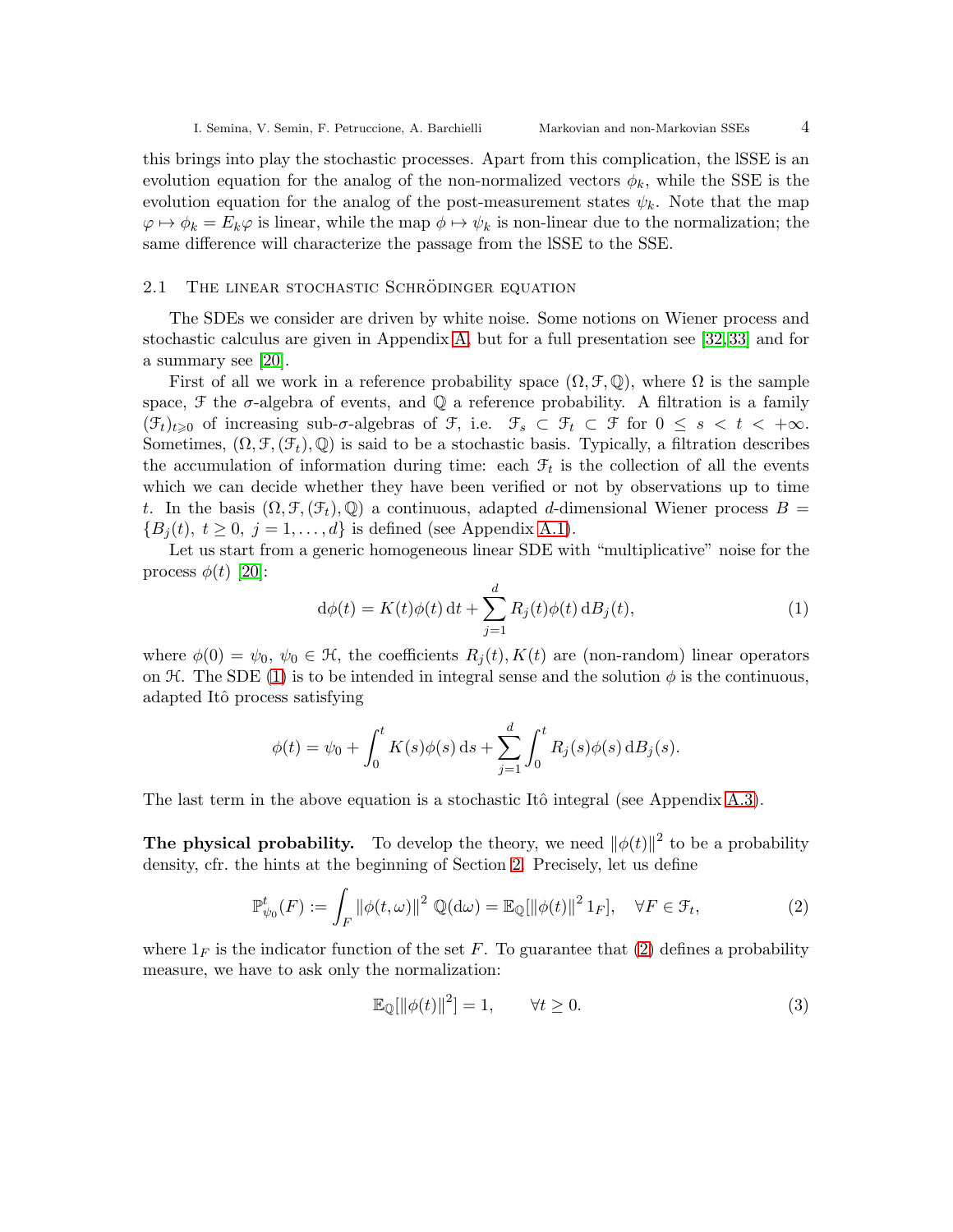this brings into play the stochastic processes. Apart from this complication, the lSSE is an evolution equation for the analog of the non-normalized vectors $\phi_k$, while the SSE is the evolution equation for the analog of the post-measurement states $\psi_k$. Note that the map $\varphi \mapsto \phi_k = E_k\varphi$ is linear, while the map $\phi \mapsto \psi_k$ is non-linear due to the normalization; the same difference will characterize the passage from the lSSE to the SSE.

### 2.1 The linear stochastic Schrödinger equation

The SDEs we consider are driven by white noise. Some notions on Wiener process and stochastic calculus are given in Appendix A, but for a full presentation see [32,33] and for a summary see [20].

First of all we work in a reference probability space $(\Omega, \mathcal{F}, \mathbb{Q})$, where $\Omega$ is the sample space, $\mathcal{F}$ the $\sigma$-algebra of events, and $\mathbb{Q}$ a reference probability. A filtration is a family $(\mathcal{F}_t)_{t\geqslant 0}$ of increasing sub-$\sigma$-algebras of $\mathcal{F}$, i.e. $\mathcal{F}_s \subset \mathcal{F}_t \subset \mathcal{F}$ for $0 \leq s < t < +\infty$. Sometimes, $(\Omega, \mathcal{F}, (\mathcal{F}_t), \mathbb{Q})$ is said to be a stochastic basis. Typically, a filtration describes the accumulation of information during time: each $\mathcal{F}_t$ is the collection of all the events which we can decide whether they have been verified or not by observations up to time $t$. In the basis $(\Omega, \mathcal{F}, (\mathcal{F}_t), \mathbb{Q})$ a continuous, adapted $d$-dimensional Wiener process $B = \{B_j(t),\ t \geq 0,\ j = 1, \dots, d\}$ is defined (see Appendix A.1).

Let us start from a generic homogeneous linear SDE with "multiplicative" noise for the process $\phi(t)$ [20]:

$$\mathrm{d}\phi(t) = K(t)\phi(t)\,\mathrm{d}t + \sum_{j=1}^{d} R_j(t)\phi(t)\,\mathrm{d}B_j(t), \tag{1}$$

where $\phi(0) = \psi_0$, $\psi_0 \in \mathcal{H}$, the coefficients $R_j(t), K(t)$ are (non-random) linear operators on $\mathcal{H}$. The SDE (1) is to be intended in integral sense and the solution $\phi$ is the continuous, adapted Itô process satisfying

$$\phi(t) = \psi_0 + \int_0^t K(s)\phi(s)\,\mathrm{d}s + \sum_{j=1}^{d}\int_0^t R_j(s)\phi(s)\,\mathrm{d}B_j(s).$$

The last term in the above equation is a stochastic Itô integral (see Appendix A.3).

**The physical probability.** To develop the theory, we need $\|\phi(t)\|^2$ to be a probability density, cfr. the hints at the beginning of Section 2. Precisely, let us define

$$\mathbb{P}^t_{\psi_0}(F) := \int_F \|\phi(t,\omega)\|^2 \,\mathbb{Q}(\mathrm{d}\omega) = \mathbb{E}_{\mathbb{Q}}[\|\phi(t)\|^2\, 1_F], \quad \forall F \in \mathcal{F}_t, \tag{2}$$

where $1_F$ is the indicator function of the set $F$. To guarantee that (2) defines a probability measure, we have to ask only the normalization:

$$\mathbb{E}_{\mathbb{Q}}[\|\phi(t)\|^2] = 1, \qquad \forall t \geq 0. \tag{3}$$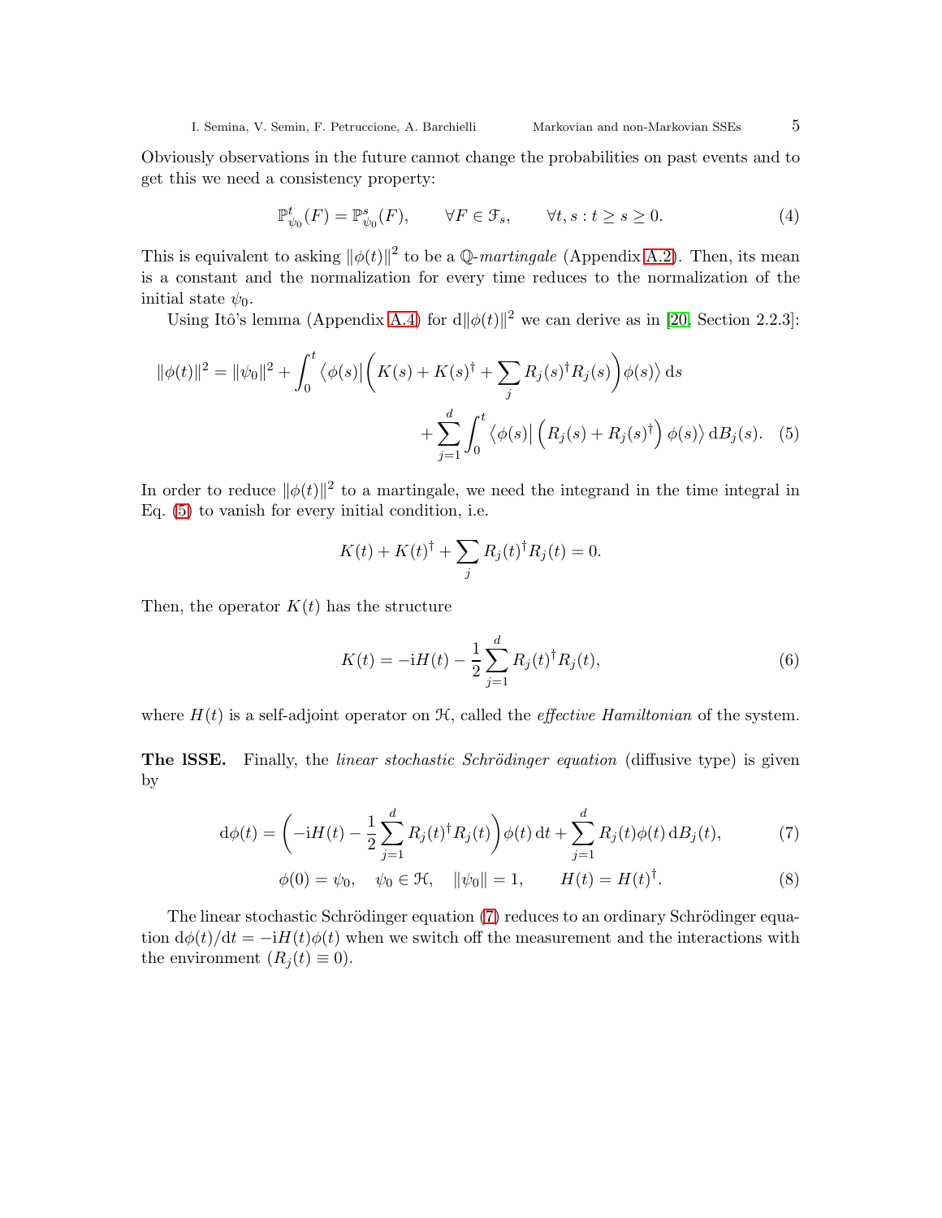Obviously observations in the future cannot change the probabilities on past events and to get this we need a consistency property:

$$\mathbb{P}^t_{\psi_0}(F) = \mathbb{P}^s_{\psi_0}(F), \qquad \forall F \in \mathcal{F}_s, \qquad \forall t, s : t \geq s \geq 0. \tag{4}$$

This is equivalent to asking $\|\phi(t)\|^2$ to be a $\mathbb{Q}$-*martingale* (Appendix A.2). Then, its mean is a constant and the normalization for every time reduces to the normalization of the initial state $\psi_0$.

Using Itô's lemma (Appendix A.4) for $\mathrm{d}\|\phi(t)\|^2$ we can derive as in [20, Section 2.2.3]:

$$\|\phi(t)\|^2 = \|\psi_0\|^2 + \int_0^t \left\langle \phi(s) \middle| \left( K(s) + K(s)^\dagger + \sum_j R_j(s)^\dagger R_j(s) \right) \phi(s) \right\rangle \mathrm{d}s + \sum_{j=1}^d \int_0^t \left\langle \phi(s) \middle| \left( R_j(s) + R_j(s)^\dagger \right) \phi(s) \right\rangle \mathrm{d}B_j(s). \tag{5}$$

In order to reduce $\|\phi(t)\|^2$ to a martingale, we need the integrand in the time integral in Eq. (5) to vanish for every initial condition, i.e.

$$K(t) + K(t)^\dagger + \sum_j R_j(t)^\dagger R_j(t) = 0.$$

Then, the operator $K(t)$ has the structure

$$K(t) = -\mathrm{i}H(t) - \frac{1}{2}\sum_{j=1}^d R_j(t)^\dagger R_j(t), \tag{6}$$

where $H(t)$ is a self-adjoint operator on $\mathcal{H}$, called the *effective Hamiltonian* of the system.

**The lSSE.** Finally, the *linear stochastic Schrödinger equation* (diffusive type) is given by

$$\mathrm{d}\phi(t) = \left( -\mathrm{i}H(t) - \frac{1}{2}\sum_{j=1}^d R_j(t)^\dagger R_j(t) \right) \phi(t)\,\mathrm{d}t + \sum_{j=1}^d R_j(t)\phi(t)\,\mathrm{d}B_j(t), \tag{7}$$

$$\phi(0) = \psi_0, \quad \psi_0 \in \mathcal{H}, \quad \|\psi_0\| = 1, \qquad H(t) = H(t)^\dagger. \tag{8}$$

The linear stochastic Schrödinger equation (7) reduces to an ordinary Schrödinger equation $\mathrm{d}\phi(t)/\mathrm{d}t = -\mathrm{i}H(t)\phi(t)$ when we switch off the measurement and the interactions with the environment ($R_j(t) \equiv 0$).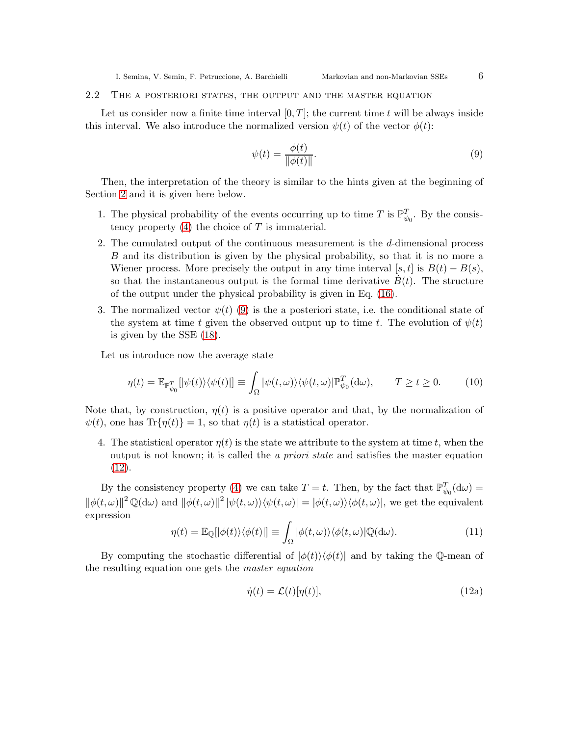### 2.2 The a posteriori states, the output and the master equation

Let us consider now a finite time interval $[0,T]$; the current time $t$ will be always inside this interval. We also introduce the normalized version $\psi(t)$ of the vector $\phi(t)$:

$$\psi(t) = \frac{\phi(t)}{\|\phi(t)\|}. \tag{9}$$

Then, the interpretation of the theory is similar to the hints given at the beginning of Section 2 and it is given here below.

1. The physical probability of the events occurring up to time $T$ is $\mathbb{P}^T_{\psi_0}$. By the consistency property (4) the choice of $T$ is immaterial.
2. The cumulated output of the continuous measurement is the $d$-dimensional process $B$ and its distribution is given by the physical probability, so that it is no more a Wiener process. More precisely the output in any time interval $[s,t]$ is $B(t)-B(s)$, so that the instantaneous output is the formal time derivative $\dot{B}(t)$. The structure of the output under the physical probability is given in Eq. (16).
3. The normalized vector $\psi(t)$ (9) is the a posteriori state, i.e. the conditional state of the system at time $t$ given the observed output up to time $t$. The evolution of $\psi(t)$ is given by the SSE (18).

Let us introduce now the average state

$$\eta(t) = \mathbb{E}_{\mathbb{P}^T_{\psi_0}}[|\psi(t)\rangle\langle\psi(t)|] \equiv \int_\Omega |\psi(t,\omega)\rangle\langle\psi(t,\omega)|\mathbb{P}^T_{\psi_0}(\mathrm{d}\omega), \qquad T \geq t \geq 0. \tag{10}$$

Note that, by construction, $\eta(t)$ is a positive operator and that, by the normalization of $\psi(t)$, one has $\operatorname{Tr}\{\eta(t)\} = 1$, so that $\eta(t)$ is a statistical operator.

4. The statistical operator $\eta(t)$ is the state we attribute to the system at time $t$, when the output is not known; it is called the *a priori state* and satisfies the master equation (12).

By the consistency property (4) we can take $T=t$. Then, by the fact that $\mathbb{P}^T_{\psi_0}(\mathrm{d}\omega) = \|\phi(t,\omega)\|^2\,\mathbb{Q}(\mathrm{d}\omega)$ and $\|\phi(t,\omega)\|^2\,|\psi(t,\omega)\rangle\langle\psi(t,\omega)| = |\phi(t,\omega)\rangle\langle\phi(t,\omega)|$, we get the equivalent expression

$$\eta(t) = \mathbb{E}_{\mathbb{Q}}[|\phi(t)\rangle\langle\phi(t)|] \equiv \int_\Omega |\phi(t,\omega)\rangle\langle\phi(t,\omega)|\mathbb{Q}(\mathrm{d}\omega). \tag{11}$$

By computing the stochastic differential of $|\phi(t)\rangle\langle\phi(t)|$ and by taking the $\mathbb{Q}$-mean of the resulting equation one gets the *master equation*

$$\dot{\eta}(t) = \mathcal{L}(t)[\eta(t)], \tag{12a}$$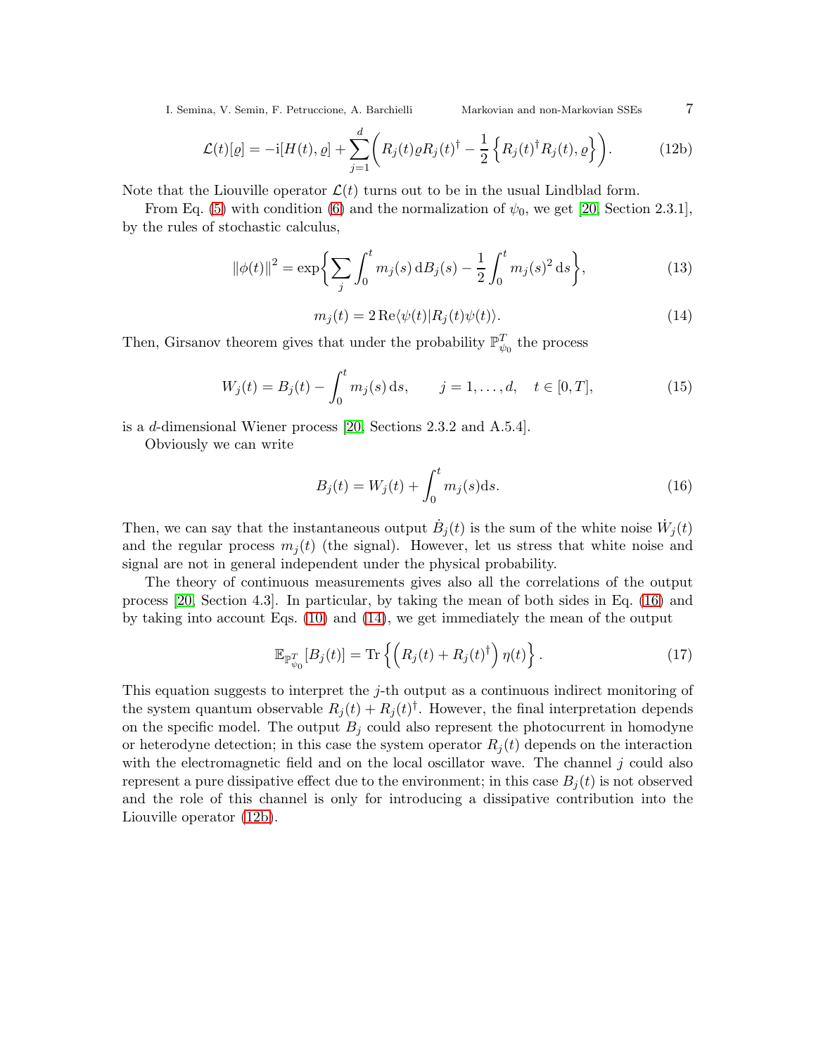$$\mathcal{L}(t)[\varrho] = -\mathrm{i}[H(t), \varrho] + \sum_{j=1}^{d} \bigg( R_j(t)\varrho R_j(t)^\dagger - \frac{1}{2}\Big\{ R_j(t)^\dagger R_j(t), \varrho \Big\} \bigg). \tag{12b}$$

Note that the Liouville operator $\mathcal{L}(t)$ turns out to be in the usual Lindblad form.

From Eq. (5) with condition (6) and the normalization of $\psi_0$, we get [20, Section 2.3.1], by the rules of stochastic calculus,

$$\|\phi(t)\|^2 = \exp\bigg\{ \sum_j \int_0^t m_j(s)\, \mathrm{d}B_j(s) - \frac{1}{2}\int_0^t m_j(s)^2\, \mathrm{d}s \bigg\}, \tag{13}$$

$$m_j(t) = 2\,\mathrm{Re}\langle \psi(t) | R_j(t) \psi(t) \rangle. \tag{14}$$

Then, Girsanov theorem gives that under the probability $\mathbb{P}^T_{\psi_0}$ the process

$$W_j(t) = B_j(t) - \int_0^t m_j(s)\, \mathrm{d}s, \qquad j = 1, \ldots, d, \quad t \in [0, T], \tag{15}$$

is a $d$-dimensional Wiener process [20, Sections 2.3.2 and A.5.4].

Obviously we can write

$$B_j(t) = W_j(t) + \int_0^t m_j(s) \mathrm{d}s. \tag{16}$$

Then, we can say that the instantaneous output $\dot{B}_j(t)$ is the sum of the white noise $\dot{W}_j(t)$ and the regular process $m_j(t)$ (the signal). However, let us stress that white noise and signal are not in general independent under the physical probability.

The theory of continuous measurements gives also all the correlations of the output process [20, Section 4.3]. In particular, by taking the mean of both sides in Eq. (16) and by taking into account Eqs. (10) and (14), we get immediately the mean of the output

$$\mathbb{E}_{\mathbb{P}^T_{\psi_0}}[B_j(t)] = \mathrm{Tr}\left\{ \Big( R_j(t) + R_j(t)^\dagger \Big)\, \eta(t) \right\}. \tag{17}$$

This equation suggests to interpret the $j$-th output as a continuous indirect monitoring of the system quantum observable $R_j(t) + R_j(t)^\dagger$. However, the final interpretation depends on the specific model. The output $B_j$ could also represent the photocurrent in homodyne or heterodyne detection; in this case the system operator $R_j(t)$ depends on the interaction with the electromagnetic field and on the local oscillator wave. The channel $j$ could also represent a pure dissipative effect due to the environment; in this case $B_j(t)$ is not observed and the role of this channel is only for introducing a dissipative contribution into the Liouville operator (12b).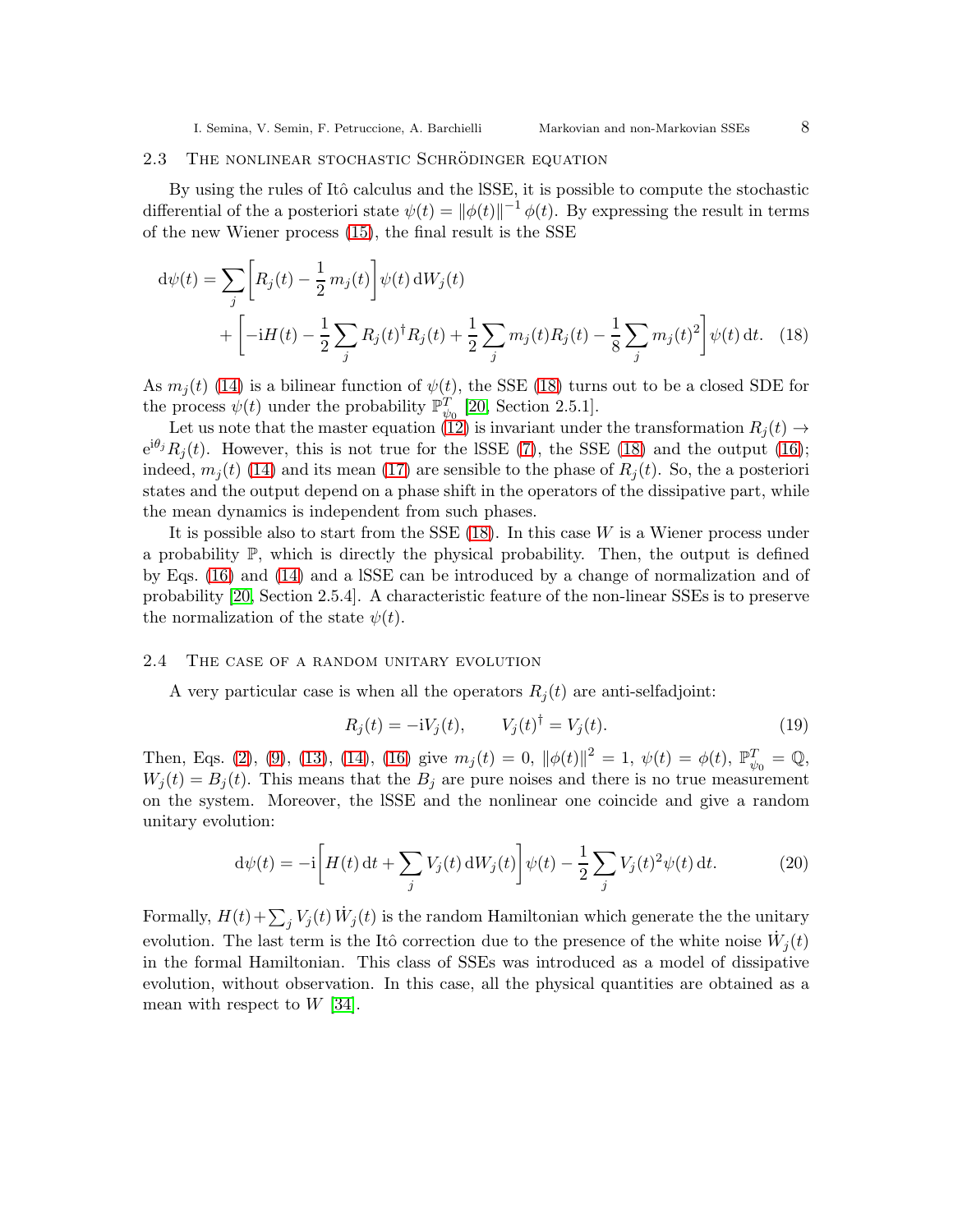### 2.3 The nonlinear stochastic Schrödinger equation

By using the rules of Itô calculus and the lSSE, it is possible to compute the stochastic differential of the a posteriori state $\psi(t) = \|\phi(t)\|^{-1}\phi(t)$. By expressing the result in terms of the new Wiener process (15), the final result is the SSE

$$
\begin{aligned}
\mathrm{d}\psi(t) = \sum_j \left[ R_j(t) - \frac{1}{2}\, m_j(t) \right] \psi(t)\, \mathrm{d}W_j(t) \\
+ \left[ -\mathrm{i}H(t) - \frac{1}{2}\sum_j R_j(t)^\dagger R_j(t) + \frac{1}{2}\sum_j m_j(t) R_j(t) - \frac{1}{8}\sum_j m_j(t)^2 \right] \psi(t)\, \mathrm{d}t. \quad (18)
\end{aligned}
$$

As $m_j(t)$ (14) is a bilinear function of $\psi(t)$, the SSE (18) turns out to be a closed SDE for the process $\psi(t)$ under the probability $\mathbb{P}^T_{\psi_0}$ [20, Section 2.5.1].

Let us note that the master equation (12) is invariant under the transformation $R_j(t) \to \mathrm{e}^{\mathrm{i}\theta_j} R_j(t)$. However, this is not true for the lSSE (7), the SSE (18) and the output (16); indeed, $m_j(t)$ (14) and its mean (17) are sensible to the phase of $R_j(t)$. So, the a posteriori states and the output depend on a phase shift in the operators of the dissipative part, while the mean dynamics is independent from such phases.

It is possible also to start from the SSE (18). In this case $W$ is a Wiener process under a probability $\mathbb{P}$, which is directly the physical probability. Then, the output is defined by Eqs. (16) and (14) and a lSSE can be introduced by a change of normalization and of probability [20, Section 2.5.4]. A characteristic feature of the non-linear SSEs is to preserve the normalization of the state $\psi(t)$.

### 2.4 The case of a random unitary evolution

A very particular case is when all the operators $R_j(t)$ are anti-selfadjoint:

$$
R_j(t) = -\mathrm{i}V_j(t), \qquad V_j(t)^\dagger = V_j(t). \quad (19)
$$

Then, Eqs. (2), (9), (13), (14), (16) give $m_j(t) = 0$, $\|\phi(t)\|^2 = 1$, $\psi(t) = \phi(t)$, $\mathbb{P}^T_{\psi_0} = \mathbb{Q}$, $W_j(t) = B_j(t)$. This means that the $B_j$ are pure noises and there is no true measurement on the system. Moreover, the lSSE and the nonlinear one coincide and give a random unitary evolution:

$$
\mathrm{d}\psi(t) = -\mathrm{i}\left[ H(t)\, \mathrm{d}t + \sum_j V_j(t)\, \mathrm{d}W_j(t) \right] \psi(t) - \frac{1}{2}\sum_j V_j(t)^2 \psi(t)\, \mathrm{d}t. \quad (20)
$$

Formally, $H(t) + \sum_j V_j(t)\, \dot{W}_j(t)$ is the random Hamiltonian which generate the the unitary evolution. The last term is the Itô correction due to the presence of the white noise $\dot{W}_j(t)$ in the formal Hamiltonian. This class of SSEs was introduced as a model of dissipative evolution, without observation. In this case, all the physical quantities are obtained as a mean with respect to $W$ [34].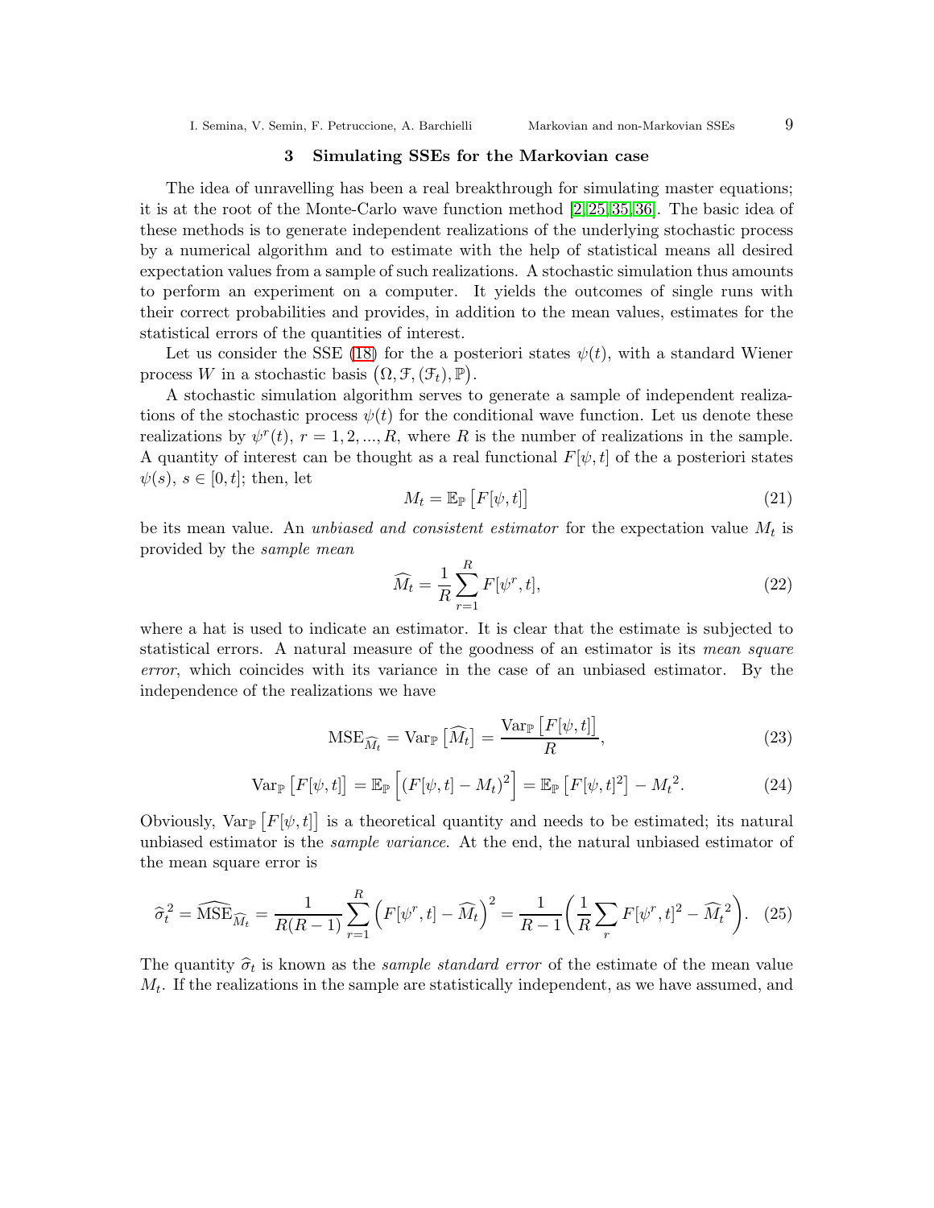## 3 Simulating SSEs for the Markovian case

The idea of unravelling has been a real breakthrough for simulating master equations; it is at the root of the Monte-Carlo wave function method [2, 25, 35, 36]. The basic idea of these methods is to generate independent realizations of the underlying stochastic process by a numerical algorithm and to estimate with the help of statistical means all desired expectation values from a sample of such realizations. A stochastic simulation thus amounts to perform an experiment on a computer. It yields the outcomes of single runs with their correct probabilities and provides, in addition to the mean values, estimates for the statistical errors of the quantities of interest.

Let us consider the SSE (18) for the a posteriori states $\psi(t)$, with a standard Wiener process $W$ in a stochastic basis $\big(\Omega, \mathcal{F}, (\mathcal{F}_t), \mathbb{P}\big)$.

A stochastic simulation algorithm serves to generate a sample of independent realizations of the stochastic process $\psi(t)$ for the conditional wave function. Let us denote these realizations by $\psi^r(t)$, $r = 1, 2, ..., R$, where $R$ is the number of realizations in the sample. A quantity of interest can be thought as a real functional $F[\psi, t]$ of the a posteriori states $\psi(s)$, $s \in [0, t]$; then, let

$$M_t = \mathbb{E}_{\mathbb{P}}\big[F[\psi, t]\big] \tag{21}$$

be its mean value. An *unbiased and consistent estimator* for the expectation value $M_t$ is provided by the *sample mean*

$$\widehat{M}_t = \frac{1}{R}\sum_{r=1}^{R} F[\psi^r, t], \tag{22}$$

where a hat is used to indicate an estimator. It is clear that the estimate is subjected to statistical errors. A natural measure of the goodness of an estimator is its *mean square error*, which coincides with its variance in the case of an unbiased estimator. By the independence of the realizations we have

$$\mathrm{MSE}_{\widehat{M}_t} = \mathrm{Var}_{\mathbb{P}}\big[\widehat{M}_t\big] = \frac{\mathrm{Var}_{\mathbb{P}}\big[F[\psi, t]\big]}{R}, \tag{23}$$

$$\mathrm{Var}_{\mathbb{P}}\big[F[\psi, t]\big] = \mathbb{E}_{\mathbb{P}}\Big[\big(F[\psi, t] - M_t\big)^2\Big] = \mathbb{E}_{\mathbb{P}}\big[F[\psi, t]^2\big] - {M_t}^2. \tag{24}$$

Obviously, $\mathrm{Var}_{\mathbb{P}}\big[F[\psi, t]\big]$ is a theoretical quantity and needs to be estimated; its natural unbiased estimator is the *sample variance*. At the end, the natural unbiased estimator of the mean square error is

$$\widehat{\sigma}_t^{\,2} = \widehat{\mathrm{MSE}}_{\widehat{M}_t} = \frac{1}{R(R-1)}\sum_{r=1}^{R}\Big(F[\psi^r, t] - \widehat{M}_t\Big)^2 = \frac{1}{R-1}\bigg(\frac{1}{R}\sum_r F[\psi^r, t]^2 - {\widehat{M}_t}^{\,2}\bigg). \tag{25}$$

The quantity $\widehat{\sigma}_t$ is known as the *sample standard error* of the estimate of the mean value $M_t$. If the realizations in the sample are statistically independent, as we have assumed, and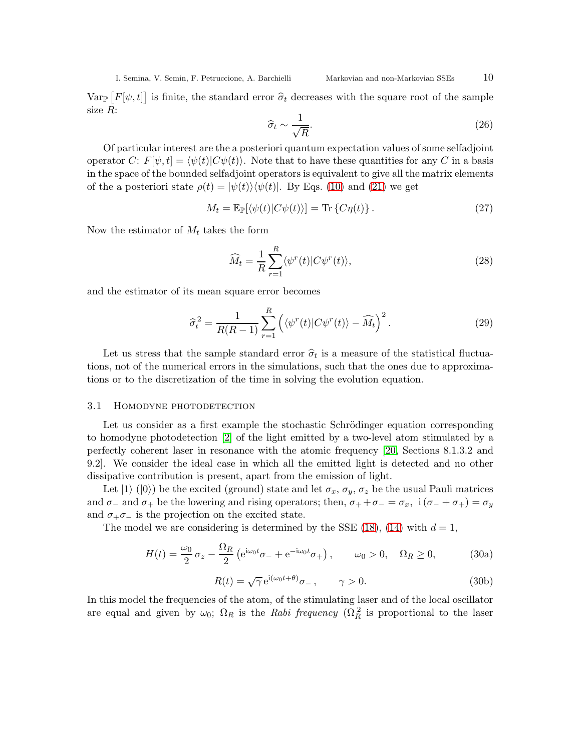$\operatorname{Var}_{\mathbb{P}}\big[F[\psi,t]\big]$ is finite, the standard error $\widehat{\sigma}_t$ decreases with the square root of the sample size $R$:

$$\widehat{\sigma}_t \sim \frac{1}{\sqrt{R}}. \tag{26}$$

Of particular interest are the a posteriori quantum expectation values of some selfadjoint operator $C$: $F[\psi,t] = \langle \psi(t)|C\psi(t)\rangle$. Note that to have these quantities for any $C$ in a basis in the space of the bounded selfadjoint operators is equivalent to give all the matrix elements of the a posteriori state $\rho(t) = |\psi(t)\rangle\langle\psi(t)|$. By Eqs. (10) and (21) we get

$$M_t = \mathbb{E}_{\mathbb{P}}[\langle \psi(t)|C\psi(t)\rangle] = \operatorname{Tr}\{C\eta(t)\}. \tag{27}$$

Now the estimator of $M_t$ takes the form

$$\widehat{M_t} = \frac{1}{R}\sum_{r=1}^{R}\langle \psi^r(t)|C\psi^r(t)\rangle, \tag{28}$$

and the estimator of its mean square error becomes

$$\widehat{\sigma}_t^2 = \frac{1}{R(R-1)}\sum_{r=1}^{R}\left(\langle \psi^r(t)|C\psi^r(t)\rangle - \widehat{M_t}\right)^2. \tag{29}$$

Let us stress that the sample standard error $\widehat{\sigma}_t$ is a measure of the statistical fluctuations, not of the numerical errors in the simulations, such that the ones due to approximations or to the discretization of the time in solving the evolution equation.

### 3.1 Homodyne photodetection

Let us consider as a first example the stochastic Schrödinger equation corresponding to homodyne photodetection [2] of the light emitted by a two-level atom stimulated by a perfectly coherent laser in resonance with the atomic frequency [20, Sections 8.1.3.2 and 9.2]. We consider the ideal case in which all the emitted light is detected and no other dissipative contribution is present, apart from the emission of light.

Let $|1\rangle$ ($|0\rangle$) be the excited (ground) state and let $\sigma_x$, $\sigma_y$, $\sigma_z$ be the usual Pauli matrices and $\sigma_-$ and $\sigma_+$ be the lowering and rising operators; then, $\sigma_+ + \sigma_- = \sigma_x$, $\mathrm{i}\,(\sigma_- + \sigma_+) = \sigma_y$ and $\sigma_+\sigma_-$ is the projection on the excited state.

The model we are considering is determined by the SSE (18), (14) with $d = 1$,

$$H(t) = \frac{\omega_0}{2}\,\sigma_z - \frac{\Omega_R}{2}\left(\mathrm{e}^{\mathrm{i}\omega_0 t}\sigma_- + \mathrm{e}^{-\mathrm{i}\omega_0 t}\sigma_+\right), \qquad \omega_0 > 0, \quad \Omega_R \geq 0, \tag{30a}$$

$$R(t) = \sqrt{\gamma}\,\mathrm{e}^{\mathrm{i}(\omega_0 t + \theta)}\sigma_-\,, \qquad \gamma > 0. \tag{30b}$$

In this model the frequencies of the atom, of the stimulating laser and of the local oscillator are equal and given by $\omega_0$; $\Omega_R$ is the *Rabi frequency* ($\Omega_R^2$ is proportional to the laser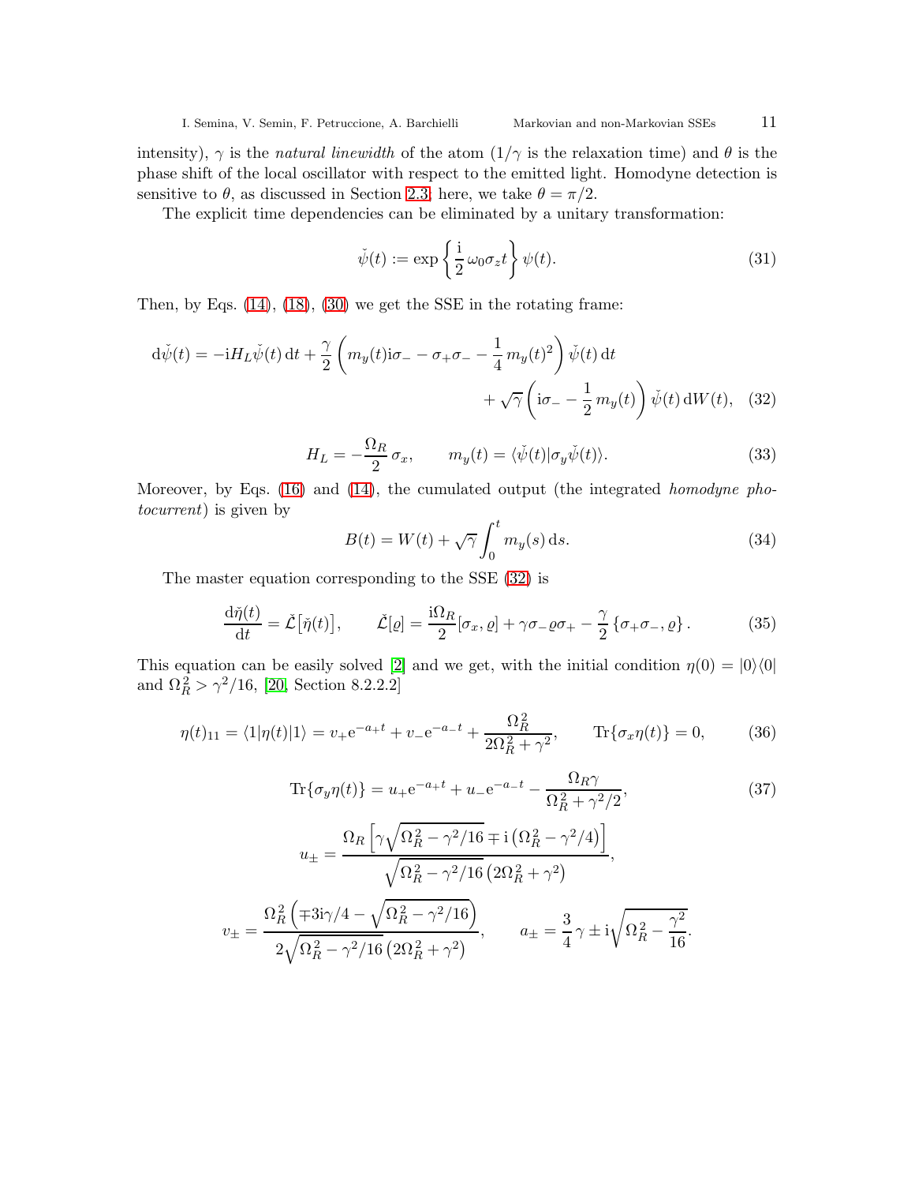intensity), $\gamma$ is the *natural linewidth* of the atom ($1/\gamma$ is the relaxation time) and $\theta$ is the phase shift of the local oscillator with respect to the emitted light. Homodyne detection is sensitive to $\theta$, as discussed in Section 2.3; here, we take $\theta = \pi/2$.

The explicit time dependencies can be eliminated by a unitary transformation:

$$\check{\psi}(t) := \exp\left\{\frac{\mathrm{i}}{2}\,\omega_0 \sigma_z t\right\}\psi(t). \tag{31}$$

Then, by Eqs. (14), (18), (30) we get the SSE in the rotating frame:

$$\mathrm{d}\check{\psi}(t) = -\mathrm{i}H_L\check{\psi}(t)\,\mathrm{d}t + \frac{\gamma}{2}\left(m_y(t)\mathrm{i}\sigma_- - \sigma_+\sigma_- - \frac{1}{4}\,m_y(t)^2\right)\check{\psi}(t)\,\mathrm{d}t + \sqrt{\gamma}\left(\mathrm{i}\sigma_- - \frac{1}{2}\,m_y(t)\right)\check{\psi}(t)\,\mathrm{d}W(t), \tag{32}$$

$$H_L = -\frac{\Omega_R}{2}\,\sigma_x, \qquad m_y(t) = \langle\check{\psi}(t)|\sigma_y\check{\psi}(t)\rangle. \tag{33}$$

Moreover, by Eqs. (16) and (14), the cumulated output (the integrated *homodyne photocurrent*) is given by

$$B(t) = W(t) + \sqrt{\gamma}\int_0^t m_y(s)\,\mathrm{d}s. \tag{34}$$

The master equation corresponding to the SSE (32) is

$$\frac{\mathrm{d}\check{\eta}(t)}{\mathrm{d}t} = \check{\mathcal{L}}\big[\check{\eta}(t)\big], \qquad \check{\mathcal{L}}[\varrho] = \frac{\mathrm{i}\Omega_R}{2}[\sigma_x,\varrho] + \gamma\sigma_-\varrho\sigma_+ - \frac{\gamma}{2}\left\{\sigma_+\sigma_-,\varrho\right\}. \tag{35}$$

This equation can be easily solved [2] and we get, with the initial condition $\eta(0) = |0\rangle\langle 0|$ and $\Omega_R^2 > \gamma^2/16$, [20, Section 8.2.2.2]

$$\eta(t)_{11} = \langle 1|\eta(t)|1\rangle = v_+\mathrm{e}^{-a_+t} + v_-\mathrm{e}^{-a_-t} + \frac{\Omega_R^2}{2\Omega_R^2+\gamma^2}, \qquad \mathrm{Tr}\{\sigma_x\eta(t)\} = 0, \tag{36}$$

$$\mathrm{Tr}\{\sigma_y\eta(t)\} = u_+\mathrm{e}^{-a_+t} + u_-\mathrm{e}^{-a_-t} - \frac{\Omega_R\gamma}{\Omega_R^2+\gamma^2/2}, \tag{37}$$

$$u_\pm = \frac{\Omega_R\left[\gamma\sqrt{\Omega_R^2-\gamma^2/16} \mp \mathrm{i}\left(\Omega_R^2-\gamma^2/4\right)\right]}{\sqrt{\Omega_R^2-\gamma^2/16}\left(2\Omega_R^2+\gamma^2\right)},$$

$$v_\pm = \frac{\Omega_R^2\left(\mp 3\mathrm{i}\gamma/4 - \sqrt{\Omega_R^2-\gamma^2/16}\right)}{2\sqrt{\Omega_R^2-\gamma^2/16}\left(2\Omega_R^2+\gamma^2\right)}, \qquad a_\pm = \frac{3}{4}\,\gamma \pm \mathrm{i}\sqrt{\Omega_R^2-\frac{\gamma^2}{16}}.$$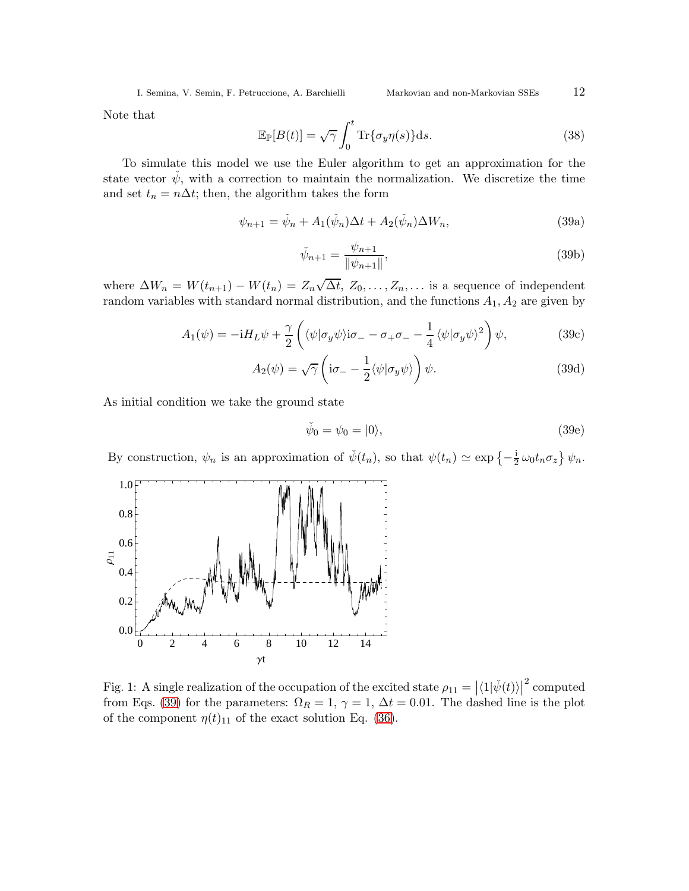Note that

$$\mathbb{E}_{\mathbb{P}}[B(t)] = \sqrt{\gamma}\int_0^t \operatorname{Tr}\{\sigma_y \eta(s)\}\mathrm{d}s. \tag{38}$$

To simulate this model we use the Euler algorithm to get an approximation for the state vector $\check{\psi}$, with a correction to maintain the normalization. We discretize the time and set $t_n = n\Delta t$; then, the algorithm takes the form

$$\psi_{n+1} = \check{\psi}_n + A_1(\check{\psi}_n)\Delta t + A_2(\check{\psi}_n)\Delta W_n, \tag{39a}$$

$$\check{\psi}_{n+1} = \frac{\psi_{n+1}}{\|\psi_{n+1}\|}, \tag{39b}$$

where $\Delta W_n = W(t_{n+1}) - W(t_n) = Z_n\sqrt{\Delta t}$, $Z_0, \dots, Z_n, \dots$ is a sequence of independent random variables with standard normal distribution, and the functions $A_1, A_2$ are given by

$$A_1(\psi) = -\mathrm{i}H_L\psi + \frac{\gamma}{2}\left(\langle\psi|\sigma_y\psi\rangle \mathrm{i}\sigma_- - \sigma_+\sigma_- - \frac{1}{4}\langle\psi|\sigma_y\psi\rangle^2\right)\psi, \tag{39c}$$

$$A_2(\psi) = \sqrt{\gamma}\left(\mathrm{i}\sigma_- - \frac{1}{2}\langle\psi|\sigma_y\psi\rangle\right)\psi. \tag{39d}$$

As initial condition we take the ground state

$$\check{\psi}_0 = \psi_0 = |0\rangle, \tag{39e}$$

By construction, $\psi_n$ is an approximation of $\check{\psi}(t_n)$, so that $\psi(t_n) \simeq \exp\left\{-\frac{\mathrm{i}}{2}\,\omega_0 t_n \sigma_z\right\}\psi_n$.

Fig. 1: A single realization of the occupation of the excited state $\rho_{11} = \left|\langle 1|\check{\psi}(t)\rangle\right|^2$ computed from Eqs. (39) for the parameters: $\Omega_R = 1$, $\gamma = 1$, $\Delta t = 0.01$. The dashed line is the plot of the component $\eta(t)_{11}$ of the exact solution Eq. (36).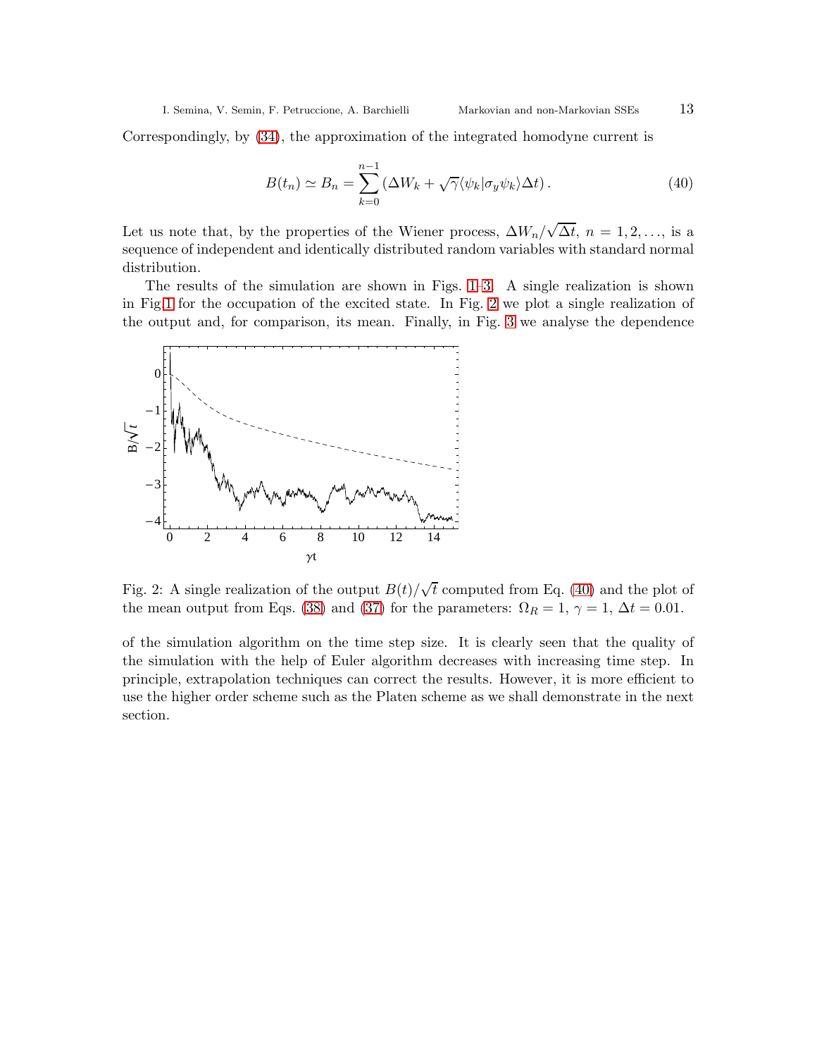Correspondingly, by (34), the approximation of the integrated homodyne current is

$$B(t_n) \simeq B_n = \sum_{k=0}^{n-1} \left( \Delta W_k + \sqrt{\gamma} \langle \psi_k | \sigma_y \psi_k \rangle \Delta t \right). \tag{40}$$

Let us note that, by the properties of the Wiener process, $\Delta W_n / \sqrt{\Delta t}$, $n = 1, 2, \ldots$, is a sequence of independent and identically distributed random variables with standard normal distribution.

The results of the simulation are shown in Figs. 1–3. A single realization is shown in Fig.1 for the occupation of the excited state. In Fig. 2 we plot a single realization of the output and, for comparison, its mean. Finally, in Fig. 3 we analyse the dependence of the simulation algorithm on the time step size. It is clearly seen that the quality of the simulation with the help of Euler algorithm decreases with increasing time step. In principle, extrapolation techniques can correct the results. However, it is more efficient to use the higher order scheme such as the Platen scheme as we shall demonstrate in the next section.

Fig. 2: A single realization of the output $B(t)/\sqrt{t}$ computed from Eq. (40) and the plot of the mean output from Eqs. (38) and (37) for the parameters: $\Omega_R = 1$, $\gamma = 1$, $\Delta t = 0.01$.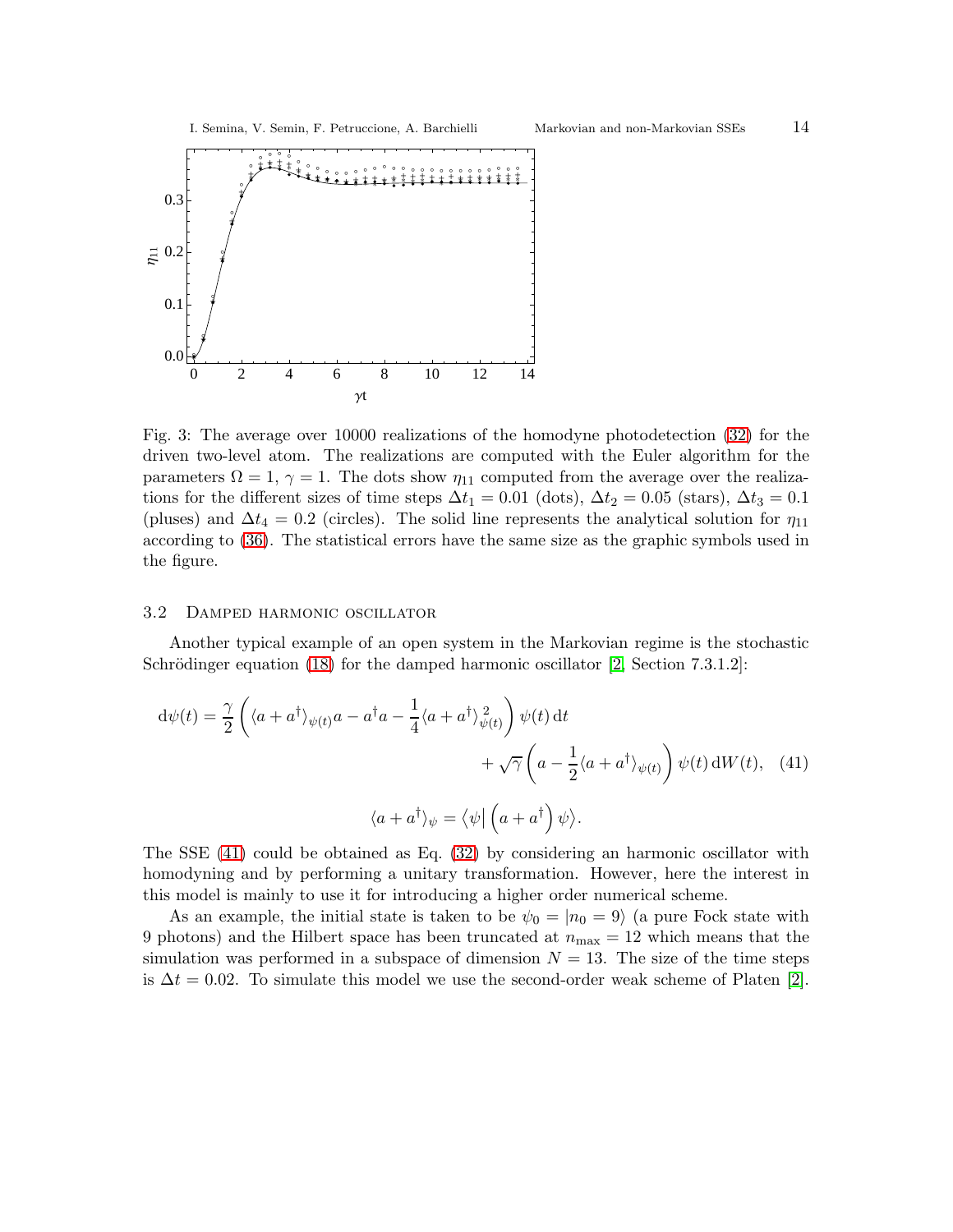Fig. 3: The average over 10000 realizations of the homodyne photodetection (32) for the driven two-level atom. The realizations are computed with the Euler algorithm for the parameters $\Omega = 1$, $\gamma = 1$. The dots show $\eta_{11}$ computed from the average over the realizations for the different sizes of time steps $\Delta t_1 = 0.01$ (dots), $\Delta t_2 = 0.05$ (stars), $\Delta t_3 = 0.1$ (pluses) and $\Delta t_4 = 0.2$ (circles). The solid line represents the analytical solution for $\eta_{11}$ according to (36). The statistical errors have the same size as the graphic symbols used in the figure.

### 3.2 Damped harmonic oscillator

Another typical example of an open system in the Markovian regime is the stochastic Schrödinger equation (18) for the damped harmonic oscillator [2, Section 7.3.1.2]:

$$\mathrm{d}\psi(t) = \frac{\gamma}{2}\left(\langle a + a^\dagger\rangle_{\psi(t)} a - a^\dagger a - \frac{1}{4}\langle a + a^\dagger\rangle^2_{\psi(t)}\right)\psi(t)\,\mathrm{d}t + \sqrt{\gamma}\left(a - \frac{1}{2}\langle a + a^\dagger\rangle_{\psi(t)}\right)\psi(t)\,\mathrm{d}W(t), \quad (41)$$

$$\langle a + a^\dagger\rangle_\psi = \langle\psi|\left(a + a^\dagger\right)\psi\rangle.$$

The SSE (41) could be obtained as Eq. (32) by considering an harmonic oscillator with homodyning and by performing a unitary transformation. However, here the interest in this model is mainly to use it for introducing a higher order numerical scheme.

As an example, the initial state is taken to be $\psi_0 = |n_0 = 9\rangle$ (a pure Fock state with 9 photons) and the Hilbert space has been truncated at $n_{\max} = 12$ which means that the simulation was performed in a subspace of dimension $N = 13$. The size of the time steps is $\Delta t = 0.02$. To simulate this model we use the second-order weak scheme of Platen [2].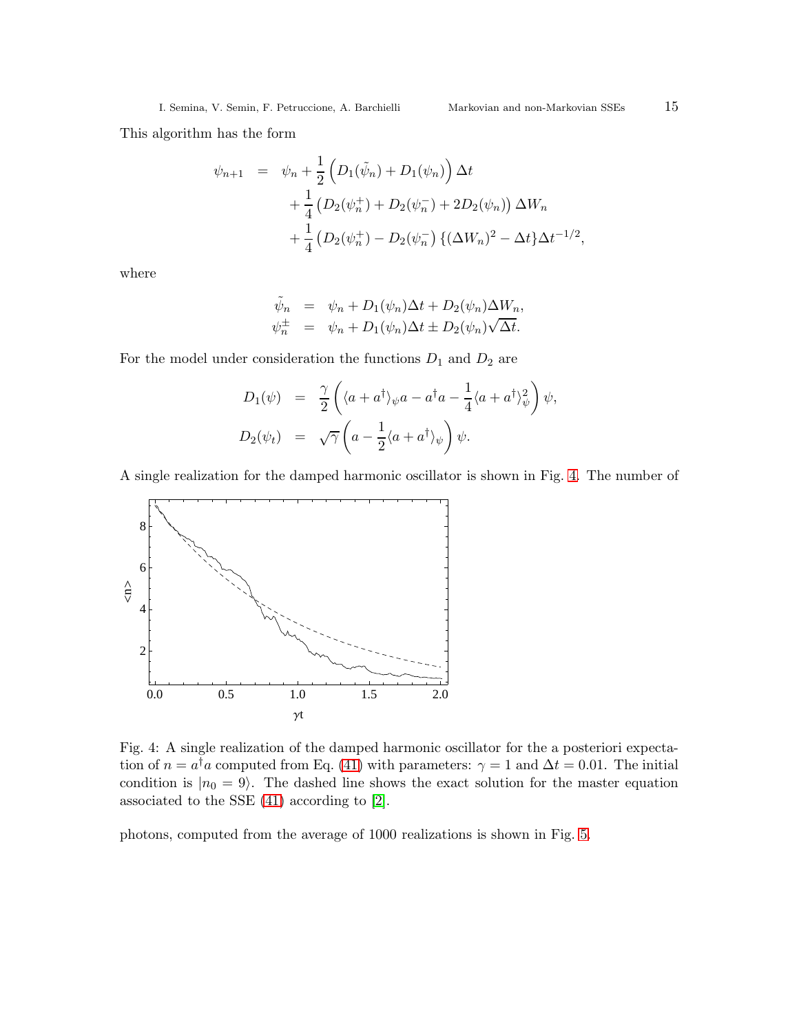This algorithm has the form

$$
\begin{aligned}
\psi_{n+1} &= \psi_n + \frac{1}{2}\left(D_1(\tilde{\psi}_n) + D_1(\psi_n)\right)\Delta t \\
&\quad + \frac{1}{4}\left(D_2(\psi_n^+) + D_2(\psi_n^-) + 2D_2(\psi_n)\right)\Delta W_n \\
&\quad + \frac{1}{4}\left(D_2(\psi_n^+) - D_2(\psi_n^-)\right)\{(\Delta W_n)^2 - \Delta t\}\Delta t^{-1/2},
\end{aligned}
$$

where

$$
\begin{aligned}
\tilde{\psi}_n &= \psi_n + D_1(\psi_n)\Delta t + D_2(\psi_n)\Delta W_n, \\
\psi_n^{\pm} &= \psi_n + D_1(\psi_n)\Delta t \pm D_2(\psi_n)\sqrt{\Delta t}.
\end{aligned}
$$

For the model under consideration the functions $D_1$ and $D_2$ are

$$
\begin{aligned}
D_1(\psi) &= \frac{\gamma}{2}\left(\langle a + a^\dagger\rangle_\psi a - a^\dagger a - \frac{1}{4}\langle a + a^\dagger\rangle_\psi^2\right)\psi, \\
D_2(\psi_t) &= \sqrt{\gamma}\left(a - \frac{1}{2}\langle a + a^\dagger\rangle_\psi\right)\psi.
\end{aligned}
$$

A single realization for the damped harmonic oscillator is shown in Fig. 4. The number of photons, computed from the average of 1000 realizations is shown in Fig. 5.

Fig. 4: A single realization of the damped harmonic oscillator for the a posteriori expectation of $n = a^\dagger a$ computed from Eq. (41) with parameters: $\gamma = 1$ and $\Delta t = 0.01$. The initial condition is $|n_0 = 9\rangle$. The dashed line shows the exact solution for the master equation associated to the SSE (41) according to [2].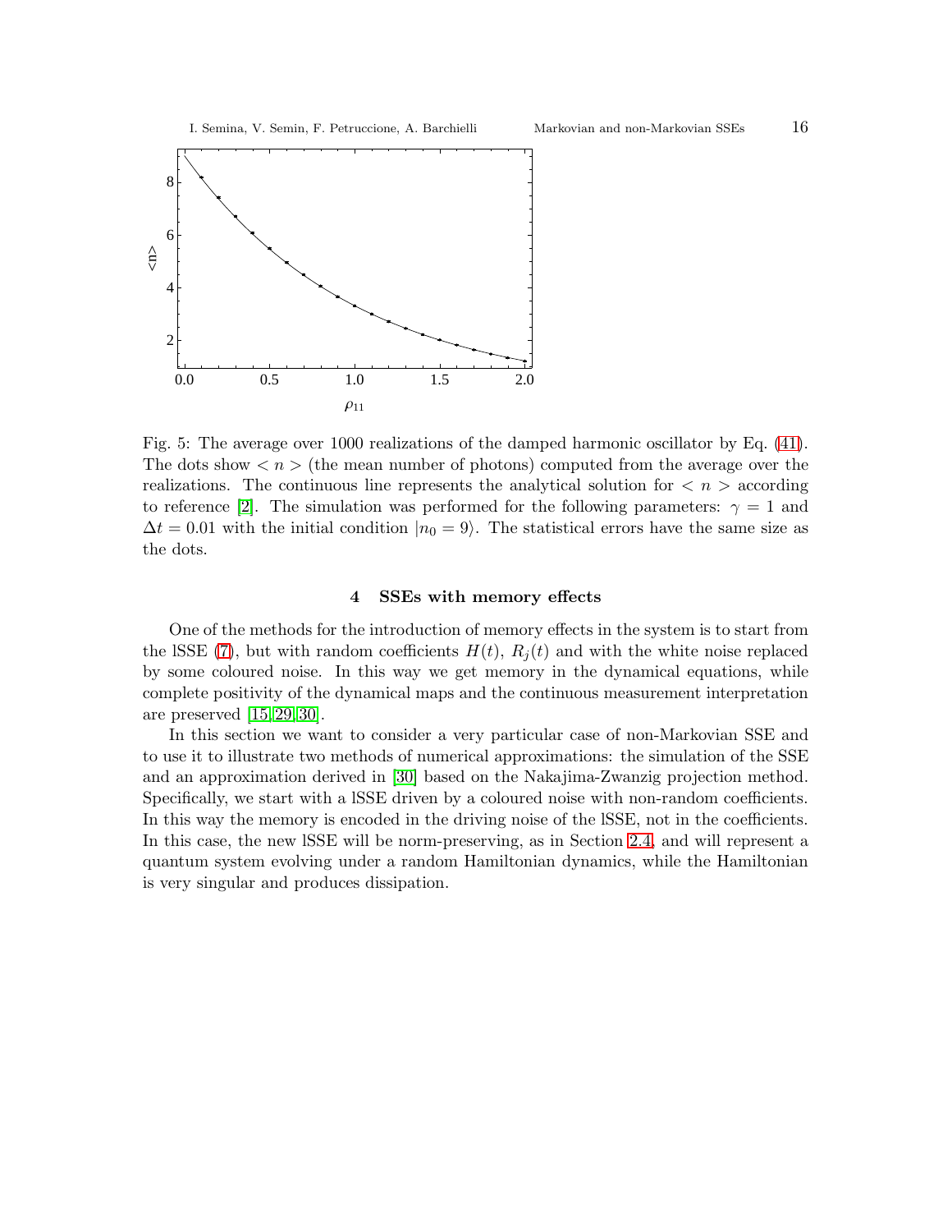Fig. 5: The average over 1000 realizations of the damped harmonic oscillator by Eq. (41). The dots show $< n >$ (the mean number of photons) computed from the average over the realizations. The continuous line represents the analytical solution for $< n >$ according to reference [2]. The simulation was performed for the following parameters: $\gamma = 1$ and $\Delta t = 0.01$ with the initial condition $|n_0 = 9\rangle$. The statistical errors have the same size as the dots.

## 4 SSEs with memory effects

One of the methods for the introduction of memory effects in the system is to start from the lSSE (7), but with random coefficients $H(t)$, $R_j(t)$ and with the white noise replaced by some coloured noise. In this way we get memory in the dynamical equations, while complete positivity of the dynamical maps and the continuous measurement interpretation are preserved [15, 29, 30].

In this section we want to consider a very particular case of non-Markovian SSE and to use it to illustrate two methods of numerical approximations: the simulation of the SSE and an approximation derived in [30] based on the Nakajima-Zwanzig projection method. Specifically, we start with a lSSE driven by a coloured noise with non-random coefficients. In this way the memory is encoded in the driving noise of the lSSE, not in the coefficients. In this case, the new lSSE will be norm-preserving, as in Section 2.4, and will represent a quantum system evolving under a random Hamiltonian dynamics, while the Hamiltonian is very singular and produces dissipation.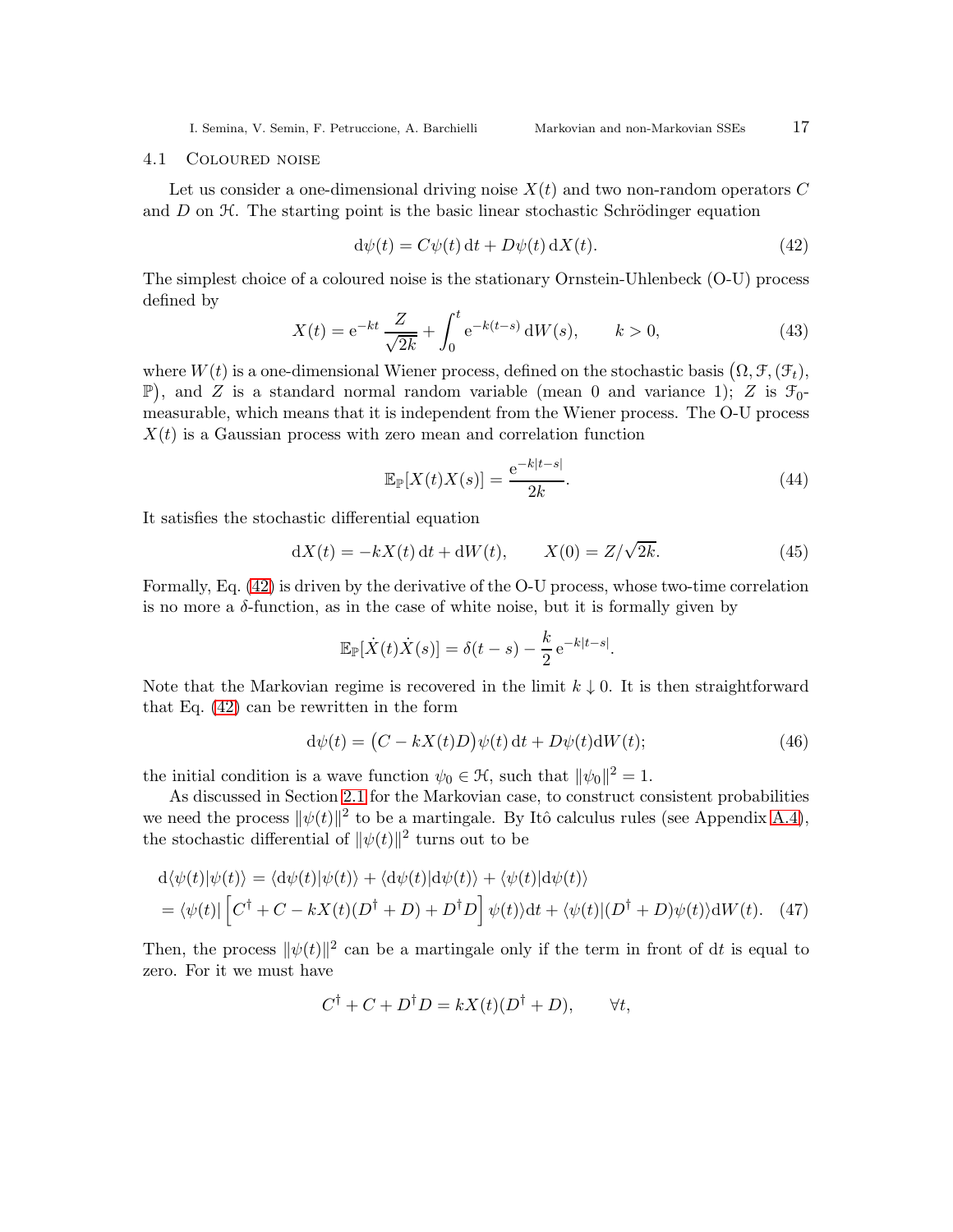### 4.1 Coloured noise

Let us consider a one-dimensional driving noise $X(t)$ and two non-random operators $C$ and $D$ on $\mathcal{H}$. The starting point is the basic linear stochastic Schrödinger equation

$$
\mathrm{d}\psi(t) = C\psi(t)\,\mathrm{d}t + D\psi(t)\,\mathrm{d}X(t). \tag{42}
$$

The simplest choice of a coloured noise is the stationary Ornstein-Uhlenbeck (O-U) process defined by

$$
X(t) = \mathrm{e}^{-kt}\,\frac{Z}{\sqrt{2k}} + \int_0^t \mathrm{e}^{-k(t-s)}\,\mathrm{d}W(s), \qquad k > 0, \tag{43}
$$

where $W(t)$ is a one-dimensional Wiener process, defined on the stochastic basis $\big(\Omega, \mathcal{F}, (\mathcal{F}_t), \mathbb{P}\big)$, and $Z$ is a standard normal random variable (mean 0 and variance 1); $Z$ is $\mathcal{F}_0$-measurable, which means that it is independent from the Wiener process. The O-U process $X(t)$ is a Gaussian process with zero mean and correlation function

$$
\mathbb{E}_{\mathbb{P}}[X(t)X(s)] = \frac{\mathrm{e}^{-k|t-s|}}{2k}. \tag{44}
$$

It satisfies the stochastic differential equation

$$
\mathrm{d}X(t) = -kX(t)\,\mathrm{d}t + \mathrm{d}W(t), \qquad X(0) = Z/\sqrt{2k}. \tag{45}
$$

Formally, Eq. (42) is driven by the derivative of the O-U process, whose two-time correlation is no more a $\delta$-function, as in the case of white noise, but it is formally given by

$$
\mathbb{E}_{\mathbb{P}}[\dot{X}(t)\dot{X}(s)] = \delta(t-s) - \frac{k}{2}\,\mathrm{e}^{-k|t-s|}.
$$

Note that the Markovian regime is recovered in the limit $k \downarrow 0$. It is then straightforward that Eq. (42) can be rewritten in the form

$$
\mathrm{d}\psi(t) = \big(C - kX(t)D\big)\psi(t)\,\mathrm{d}t + D\psi(t)\mathrm{d}W(t); \tag{46}
$$

the initial condition is a wave function $\psi_0 \in \mathcal{H}$, such that $\|\psi_0\|^2 = 1$.

As discussed in Section 2.1 for the Markovian case, to construct consistent probabilities we need the process $\|\psi(t)\|^2$ to be a martingale. By Itô calculus rules (see Appendix A.4), the stochastic differential of $\|\psi(t)\|^2$ turns out to be

$$
\begin{aligned}
\mathrm{d}\langle\psi(t)|\psi(t)\rangle &= \langle \mathrm{d}\psi(t)|\psi(t)\rangle + \langle \mathrm{d}\psi(t)|\mathrm{d}\psi(t)\rangle + \langle\psi(t)|\mathrm{d}\psi(t)\rangle \\
&= \langle\psi(t)|\Big[C^\dagger + C - kX(t)(D^\dagger + D) + D^\dagger D\Big]\psi(t)\rangle\mathrm{d}t + \langle\psi(t)|(D^\dagger + D)\psi(t)\rangle\mathrm{d}W(t). \quad (47)
\end{aligned}
$$

Then, the process $\|\psi(t)\|^2$ can be a martingale only if the term in front of $\mathrm{d}t$ is equal to zero. For it we must have

$$
C^\dagger + C + D^\dagger D = kX(t)(D^\dagger + D), \qquad \forall t,
$$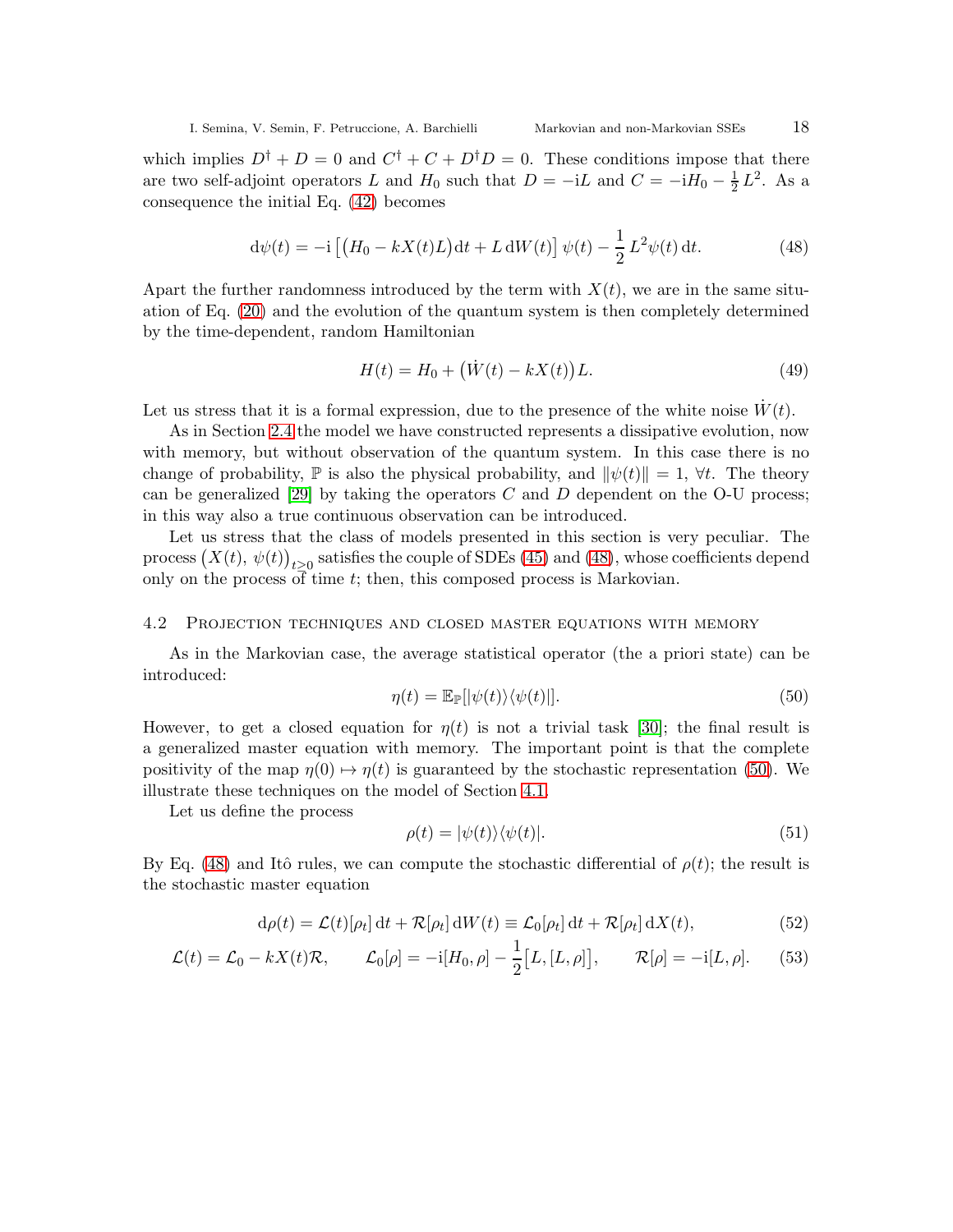which implies $D^\dagger + D = 0$ and $C^\dagger + C + D^\dagger D = 0$. These conditions impose that there are two self-adjoint operators $L$ and $H_0$ such that $D = -\mathrm{i}L$ and $C = -\mathrm{i}H_0 - \frac{1}{2}L^2$. As a consequence the initial Eq. (42) becomes

$$\mathrm{d}\psi(t) = -\mathrm{i}\left[\big(H_0 - kX(t)L\big)\mathrm{d}t + L\,\mathrm{d}W(t)\right]\psi(t) - \frac{1}{2}\,L^2\psi(t)\,\mathrm{d}t. \tag{48}$$

Apart the further randomness introduced by the term with $X(t)$, we are in the same situation of Eq. (20) and the evolution of the quantum system is then completely determined by the time-dependent, random Hamiltonian

$$H(t) = H_0 + \big(\dot{W}(t) - kX(t)\big)L. \tag{49}$$

Let us stress that it is a formal expression, due to the presence of the white noise $\dot{W}(t)$.

As in Section 2.4 the model we have constructed represents a dissipative evolution, now with memory, but without observation of the quantum system. In this case there is no change of probability, $\mathbb{P}$ is also the physical probability, and $\|\psi(t)\| = 1$, $\forall t$. The theory can be generalized [29] by taking the operators $C$ and $D$ dependent on the O-U process; in this way also a true continuous observation can be introduced.

Let us stress that the class of models presented in this section is very peculiar. The process $\big(X(t),\,\psi(t)\big)_{t\geq 0}$ satisfies the couple of SDEs (45) and (48), whose coefficients depend only on the process of time $t$; then, this composed process is Markovian.

### 4.2 Projection techniques and closed master equations with memory

As in the Markovian case, the average statistical operator (the a priori state) can be introduced:

$$\eta(t) = \mathbb{E}_{\mathbb{P}}[|\psi(t)\rangle\langle\psi(t)|]. \tag{50}$$

However, to get a closed equation for $\eta(t)$ is not a trivial task [30]; the final result is a generalized master equation with memory. The important point is that the complete positivity of the map $\eta(0) \mapsto \eta(t)$ is guaranteed by the stochastic representation (50). We illustrate these techniques on the model of Section 4.1.

Let us define the process

$$\rho(t) = |\psi(t)\rangle\langle\psi(t)|. \tag{51}$$

By Eq. (48) and Itô rules, we can compute the stochastic differential of $\rho(t)$; the result is the stochastic master equation

$$\mathrm{d}\rho(t) = \mathcal{L}(t)[\rho_t]\,\mathrm{d}t + \mathcal{R}[\rho_t]\,\mathrm{d}W(t) \equiv \mathcal{L}_0[\rho_t]\,\mathrm{d}t + \mathcal{R}[\rho_t]\,\mathrm{d}X(t), \tag{52}$$

$$\mathcal{L}(t) = \mathcal{L}_0 - kX(t)\mathcal{R}, \qquad \mathcal{L}_0[\rho] = -\mathrm{i}[H_0,\rho] - \frac{1}{2}\big[L,[L,\rho]\big], \qquad \mathcal{R}[\rho] = -\mathrm{i}[L,\rho]. \tag{53}$$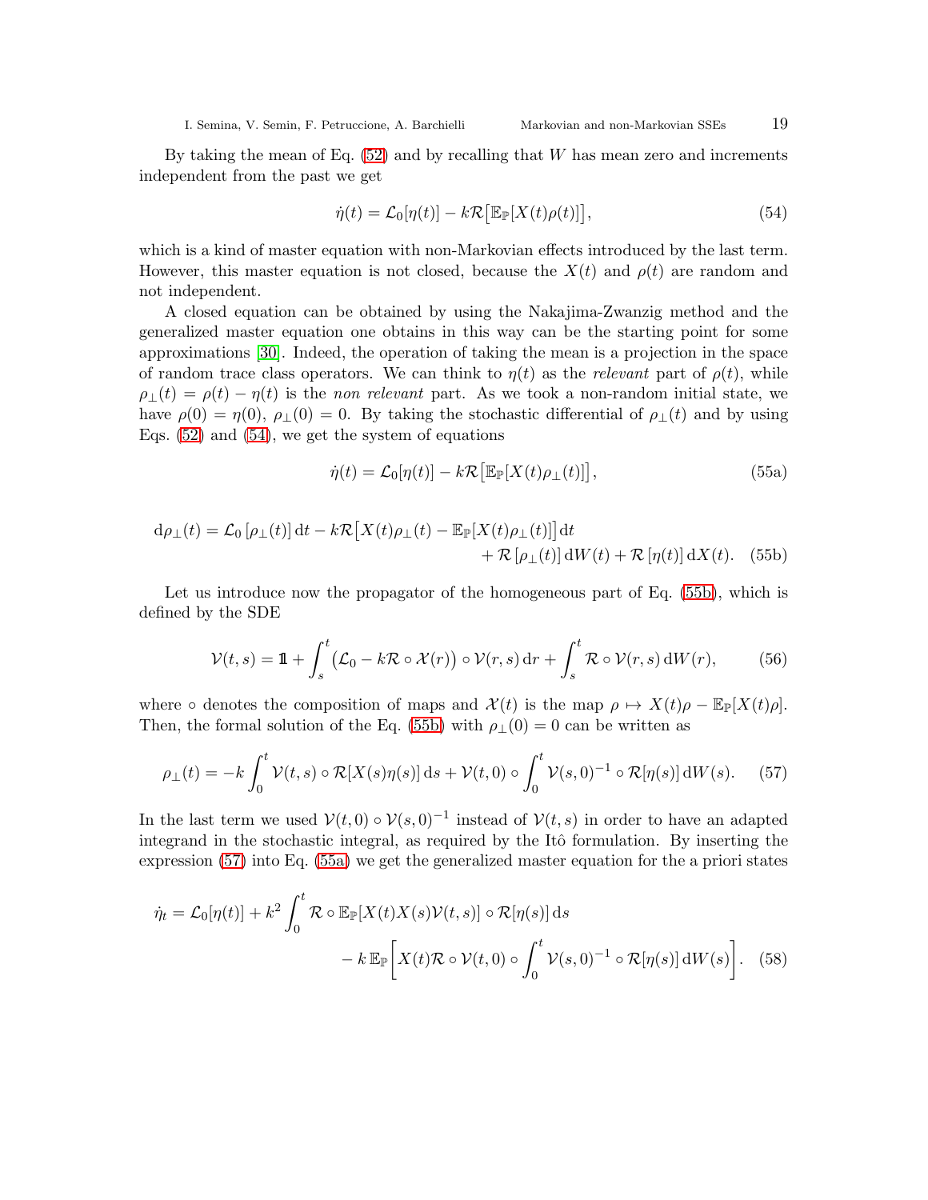By taking the mean of Eq. (52) and by recalling that $W$ has mean zero and increments independent from the past we get

$$\dot{\eta}(t) = \mathcal{L}_0[\eta(t)] - k\mathcal{R}\big[\mathbb{E}_{\mathbb{P}}[X(t)\rho(t)]\big], \tag{54}$$

which is a kind of master equation with non-Markovian effects introduced by the last term. However, this master equation is not closed, because the $X(t)$ and $\rho(t)$ are random and not independent.

A closed equation can be obtained by using the Nakajima-Zwanzig method and the generalized master equation one obtains in this way can be the starting point for some approximations [30]. Indeed, the operation of taking the mean is a projection in the space of random trace class operators. We can think to $\eta(t)$ as the *relevant* part of $\rho(t)$, while $\rho_\perp(t) = \rho(t) - \eta(t)$ is the *non relevant* part. As we took a non-random initial state, we have $\rho(0) = \eta(0)$, $\rho_\perp(0) = 0$. By taking the stochastic differential of $\rho_\perp(t)$ and by using Eqs. (52) and (54), we get the system of equations

$$\dot{\eta}(t) = \mathcal{L}_0[\eta(t)] - k\mathcal{R}\big[\mathbb{E}_{\mathbb{P}}[X(t)\rho_\perp(t)]\big], \tag{55a}$$

$$\begin{aligned}\mathrm{d}\rho_\perp(t) = \mathcal{L}_0\left[\rho_\perp(t)\right]\mathrm{d}t - k\mathcal{R}\big[X(t)\rho_\perp(t) - \mathbb{E}_{\mathbb{P}}[X(t)\rho_\perp(t)]\big]\,\mathrm{d}t \\ + \mathcal{R}\left[\rho_\perp(t)\right]\mathrm{d}W(t) + \mathcal{R}\left[\eta(t)\right]\mathrm{d}X(t). \end{aligned}\tag{55b}$$

Let us introduce now the propagator of the homogeneous part of Eq. (55b), which is defined by the SDE

$$\mathcal{V}(t,s) = \mathbb{1} + \int_s^t \big(\mathcal{L}_0 - k\mathcal{R}\circ\mathcal{X}(r)\big)\circ\mathcal{V}(r,s)\,\mathrm{d}r + \int_s^t \mathcal{R}\circ\mathcal{V}(r,s)\,\mathrm{d}W(r), \tag{56}$$

where $\circ$ denotes the composition of maps and $\mathcal{X}(t)$ is the map $\rho \mapsto X(t)\rho - \mathbb{E}_{\mathbb{P}}[X(t)\rho]$. Then, the formal solution of the Eq. (55b) with $\rho_\perp(0) = 0$ can be written as

$$\rho_\perp(t) = -k\int_0^t \mathcal{V}(t,s)\circ\mathcal{R}[X(s)\eta(s)]\,\mathrm{d}s + \mathcal{V}(t,0)\circ\int_0^t \mathcal{V}(s,0)^{-1}\circ\mathcal{R}[\eta(s)]\,\mathrm{d}W(s). \tag{57}$$

In the last term we used $\mathcal{V}(t,0)\circ\mathcal{V}(s,0)^{-1}$ instead of $\mathcal{V}(t,s)$ in order to have an adapted integrand in the stochastic integral, as required by the Itô formulation. By inserting the expression (57) into Eq. (55a) we get the generalized master equation for the a priori states

$$\begin{aligned}\dot{\eta}_t = \mathcal{L}_0[\eta(t)] + k^2\int_0^t \mathcal{R}\circ\mathbb{E}_{\mathbb{P}}[X(t)X(s)\mathcal{V}(t,s)]\circ\mathcal{R}[\eta(s)]\,\mathrm{d}s \\ - k\,\mathbb{E}_{\mathbb{P}}\bigg[X(t)\mathcal{R}\circ\mathcal{V}(t,0)\circ\int_0^t \mathcal{V}(s,0)^{-1}\circ\mathcal{R}[\eta(s)]\,\mathrm{d}W(s)\bigg]. \end{aligned}\tag{58}$$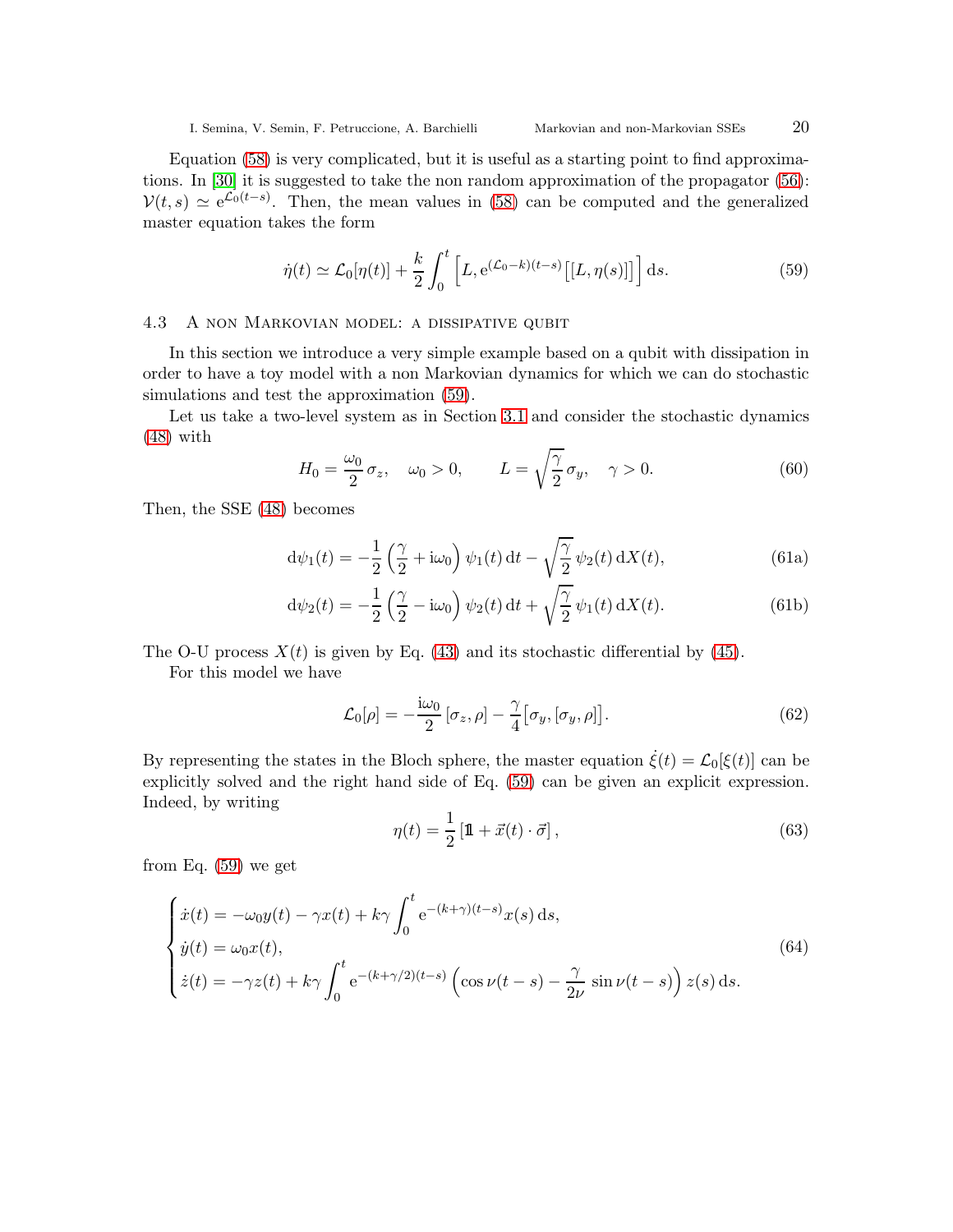Equation (58) is very complicated, but it is useful as a starting point to find approximations. In [30] it is suggested to take the non random approximation of the propagator (56): $\mathcal{V}(t,s) \simeq \mathrm{e}^{\mathcal{L}_0(t-s)}$. Then, the mean values in (58) can be computed and the generalized master equation takes the form

$$\dot{\eta}(t) \simeq \mathcal{L}_0[\eta(t)] + \frac{k}{2}\int_0^t \Big[L, \mathrm{e}^{(\mathcal{L}_0 - k)(t-s)}\big[[L, \eta(s)]\big]\Big]\,\mathrm{d}s. \tag{59}$$

### 4.3 A non Markovian model: a dissipative qubit

In this section we introduce a very simple example based on a qubit with dissipation in order to have a toy model with a non Markovian dynamics for which we can do stochastic simulations and test the approximation (59).

Let us take a two-level system as in Section 3.1 and consider the stochastic dynamics (48) with

$$H_0 = \frac{\omega_0}{2}\,\sigma_z, \quad \omega_0 > 0, \qquad L = \sqrt{\frac{\gamma}{2}}\,\sigma_y, \quad \gamma > 0. \tag{60}$$

Then, the SSE (48) becomes

$$\mathrm{d}\psi_1(t) = -\frac{1}{2}\left(\frac{\gamma}{2} + \mathrm{i}\omega_0\right)\psi_1(t)\,\mathrm{d}t - \sqrt{\frac{\gamma}{2}}\,\psi_2(t)\,\mathrm{d}X(t), \tag{61a}$$

$$\mathrm{d}\psi_2(t) = -\frac{1}{2}\left(\frac{\gamma}{2} - \mathrm{i}\omega_0\right)\psi_2(t)\,\mathrm{d}t + \sqrt{\frac{\gamma}{2}}\,\psi_1(t)\,\mathrm{d}X(t). \tag{61b}$$

The O-U process $X(t)$ is given by Eq. (43) and its stochastic differential by (45).

For this model we have

$$\mathcal{L}_0[\rho] = -\frac{\mathrm{i}\omega_0}{2}\,[\sigma_z, \rho] - \frac{\gamma}{4}\big[\sigma_y, [\sigma_y, \rho]\big]. \tag{62}$$

By representing the states in the Bloch sphere, the master equation $\dot{\xi}(t) = \mathcal{L}_0[\xi(t)]$ can be explicitly solved and the right hand side of Eq. (59) can be given an explicit expression. Indeed, by writing

$$\eta(t) = \frac{1}{2}\left[\mathbb{1} + \vec{x}(t)\cdot\vec{\sigma}\right], \tag{63}$$

from Eq. (59) we get

$$\begin{cases} \dot{x}(t) = -\omega_0 y(t) - \gamma x(t) + k\gamma \displaystyle\int_0^t \mathrm{e}^{-(k+\gamma)(t-s)} x(s)\,\mathrm{d}s, \\ \dot{y}(t) = \omega_0 x(t), \\ \dot{z}(t) = -\gamma z(t) + k\gamma \displaystyle\int_0^t \mathrm{e}^{-(k+\gamma/2)(t-s)}\left(\cos\nu(t-s) - \frac{\gamma}{2\nu}\,\sin\nu(t-s)\right) z(s)\,\mathrm{d}s. \end{cases} \tag{64}$$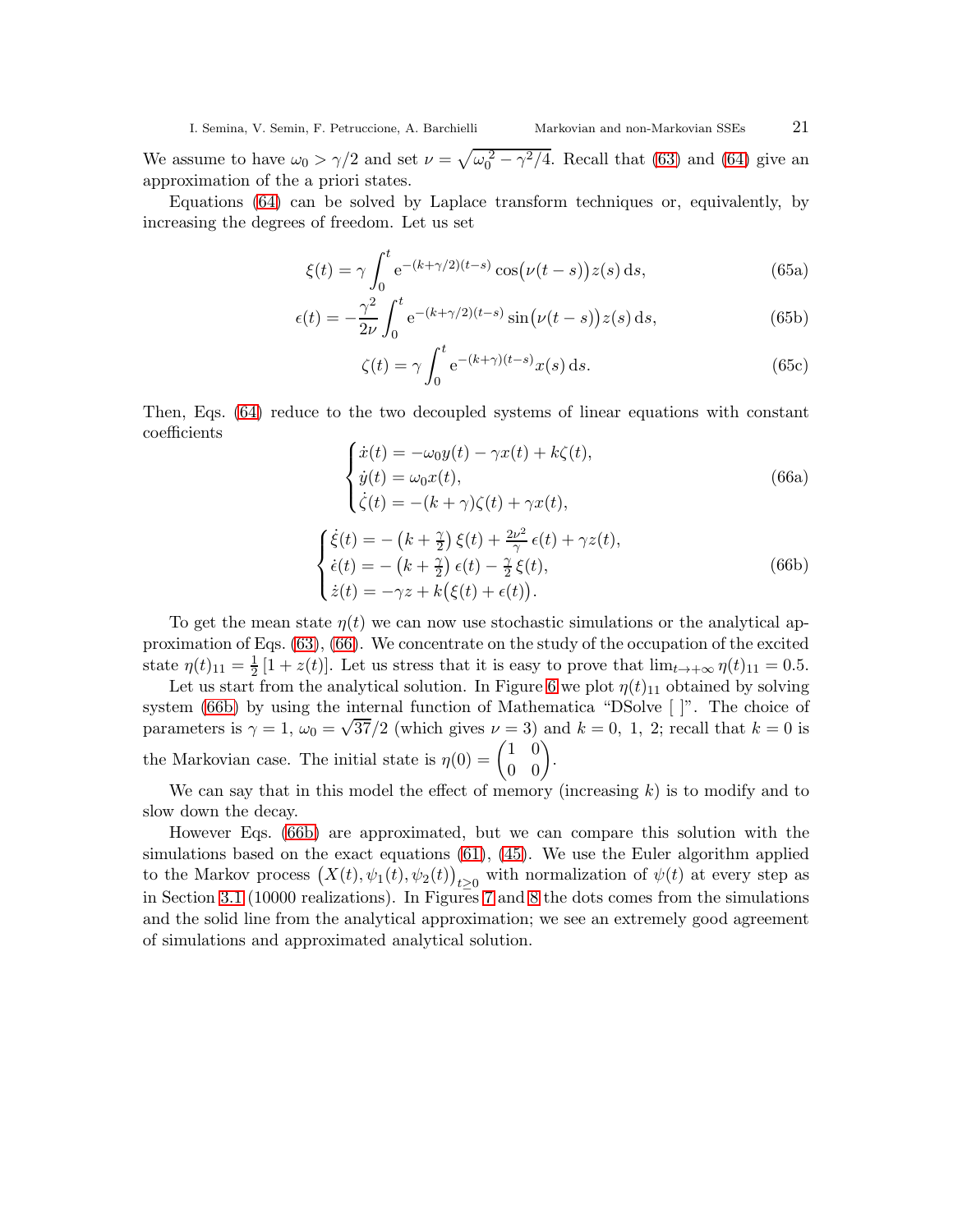We assume to have $\omega_0 > \gamma/2$ and set $\nu = \sqrt{\omega_0^2 - \gamma^2/4}$. Recall that (63) and (64) give an approximation of the a priori states.

Equations (64) can be solved by Laplace transform techniques or, equivalently, by increasing the degrees of freedom. Let us set

$$\xi(t) = \gamma \int_0^t \mathrm{e}^{-(k+\gamma/2)(t-s)} \cos\big(\nu(t-s)\big) z(s)\, \mathrm{d}s, \tag{65a}$$

$$\epsilon(t) = -\frac{\gamma^2}{2\nu} \int_0^t \mathrm{e}^{-(k+\gamma/2)(t-s)} \sin\big(\nu(t-s)\big) z(s)\, \mathrm{d}s, \tag{65b}$$

$$\zeta(t) = \gamma \int_0^t \mathrm{e}^{-(k+\gamma)(t-s)} x(s)\, \mathrm{d}s. \tag{65c}$$

Then, Eqs. (64) reduce to the two decoupled systems of linear equations with constant coefficients

$$\begin{cases} \dot{x}(t) = -\omega_0 y(t) - \gamma x(t) + k\zeta(t), \\ \dot{y}(t) = \omega_0 x(t), \\ \dot{\zeta}(t) = -(k+\gamma)\zeta(t) + \gamma x(t), \end{cases} \tag{66a}$$

$$\begin{cases} \dot{\xi}(t) = -\left(k + \frac{\gamma}{2}\right) \xi(t) + \frac{2\nu^2}{\gamma}\, \epsilon(t) + \gamma z(t), \\ \dot{\epsilon}(t) = -\left(k + \frac{\gamma}{2}\right) \epsilon(t) - \frac{\gamma}{2}\, \xi(t), \\ \dot{z}(t) = -\gamma z + k\big(\xi(t) + \epsilon(t)\big). \end{cases} \tag{66b}$$

To get the mean state $\eta(t)$ we can now use stochastic simulations or the analytical approximation of Eqs. (63), (66). We concentrate on the study of the occupation of the excited state $\eta(t)_{11} = \frac{1}{2}\left[1 + z(t)\right]$. Let us stress that it is easy to prove that $\lim_{t\to+\infty} \eta(t)_{11} = 0.5$.

Let us start from the analytical solution. In Figure 6 we plot $\eta(t)_{11}$ obtained by solving system (66b) by using the internal function of Mathematica "DSolve [ ]". The choice of parameters is $\gamma = 1$, $\omega_0 = \sqrt{37}/2$ (which gives $\nu = 3$) and $k = 0,\ 1,\ 2$; recall that $k = 0$ is the Markovian case. The initial state is $\eta(0) = \begin{pmatrix} 1 & 0 \\ 0 & 0 \end{pmatrix}$.

We can say that in this model the effect of memory (increasing $k$) is to modify and to slow down the decay.

However Eqs. (66b) are approximated, but we can compare this solution with the simulations based on the exact equations (61), (45). We use the Euler algorithm applied to the Markov process $\big(X(t), \psi_1(t), \psi_2(t)\big)_{t\geq 0}$ with normalization of $\psi(t)$ at every step as in Section 3.1 (10000 realizations). In Figures 7 and 8 the dots comes from the simulations and the solid line from the analytical approximation; we see an extremely good agreement of simulations and approximated analytical solution.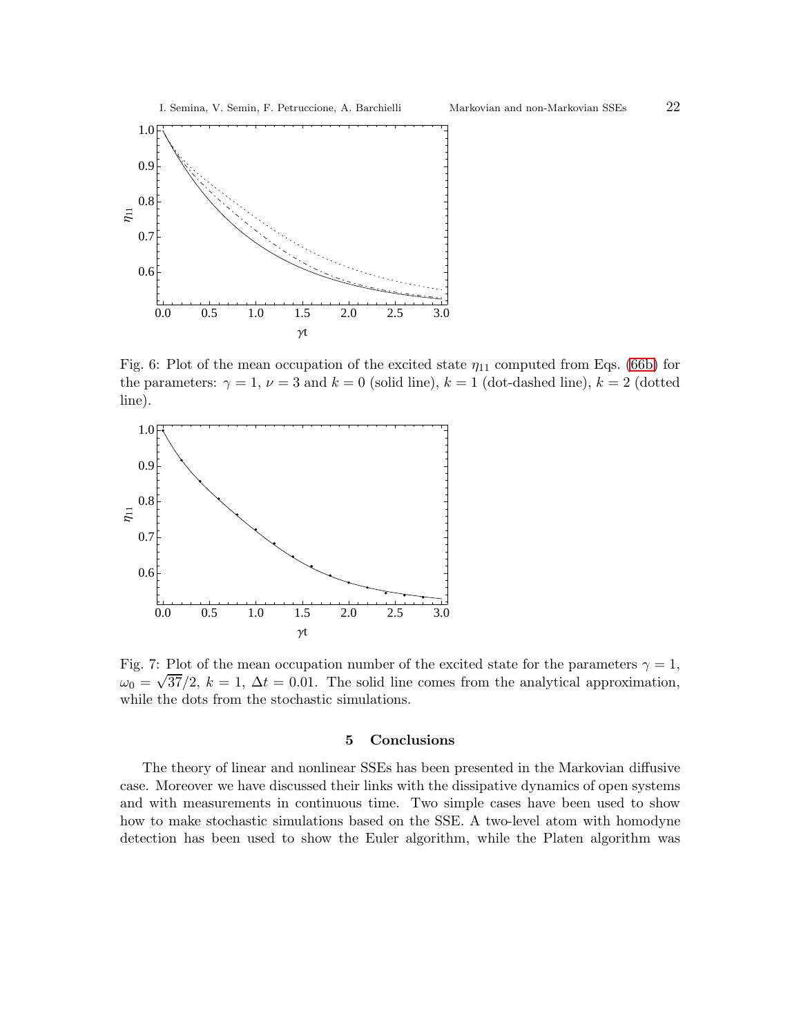Fig. 6: Plot of the mean occupation of the excited state $\eta_{11}$ computed from Eqs. (66b) for the parameters: $\gamma = 1$, $\nu = 3$ and $k = 0$ (solid line), $k = 1$ (dot-dashed line), $k = 2$ (dotted line).

Fig. 7: Plot of the mean occupation number of the excited state for the parameters $\gamma = 1$, $\omega_0 = \sqrt{37}/2$, $k = 1$, $\Delta t = 0.01$. The solid line comes from the analytical approximation, while the dots from the stochastic simulations.

## 5 Conclusions

The theory of linear and nonlinear SSEs has been presented in the Markovian diffusive case. Moreover we have discussed their links with the dissipative dynamics of open systems and with measurements in continuous time. Two simple cases have been used to show how to make stochastic simulations based on the SSE. A two-level atom with homodyne detection has been used to show the Euler algorithm, while the Platen algorithm was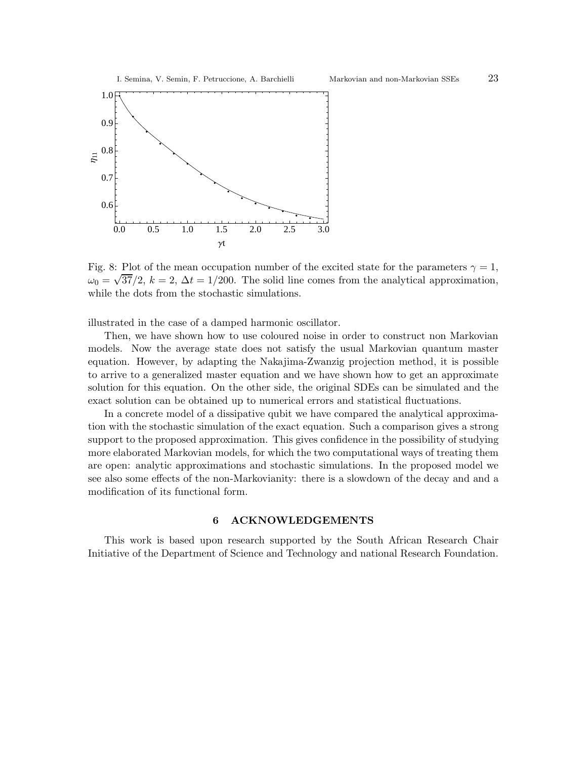Fig. 8: Plot of the mean occupation number of the excited state for the parameters $\gamma = 1$, $\omega_0 = \sqrt{37}/2$, $k = 2$, $\Delta t = 1/200$. The solid line comes from the analytical approximation, while the dots from the stochastic simulations.

illustrated in the case of a damped harmonic oscillator.

Then, we have shown how to use coloured noise in order to construct non Markovian models. Now the average state does not satisfy the usual Markovian quantum master equation. However, by adapting the Nakajima-Zwanzig projection method, it is possible to arrive to a generalized master equation and we have shown how to get an approximate solution for this equation. On the other side, the original SDEs can be simulated and the exact solution can be obtained up to numerical errors and statistical fluctuations.

In a concrete model of a dissipative qubit we have compared the analytical approximation with the stochastic simulation of the exact equation. Such a comparison gives a strong support to the proposed approximation. This gives confidence in the possibility of studying more elaborated Markovian models, for which the two computational ways of treating them are open: analytic approximations and stochastic simulations. In the proposed model we see also some effects of the non-Markovianity: there is a slowdown of the decay and and a modification of its functional form.

## 6 ACKNOWLEDGEMENTS

This work is based upon research supported by the South African Research Chair Initiative of the Department of Science and Technology and national Research Foundation.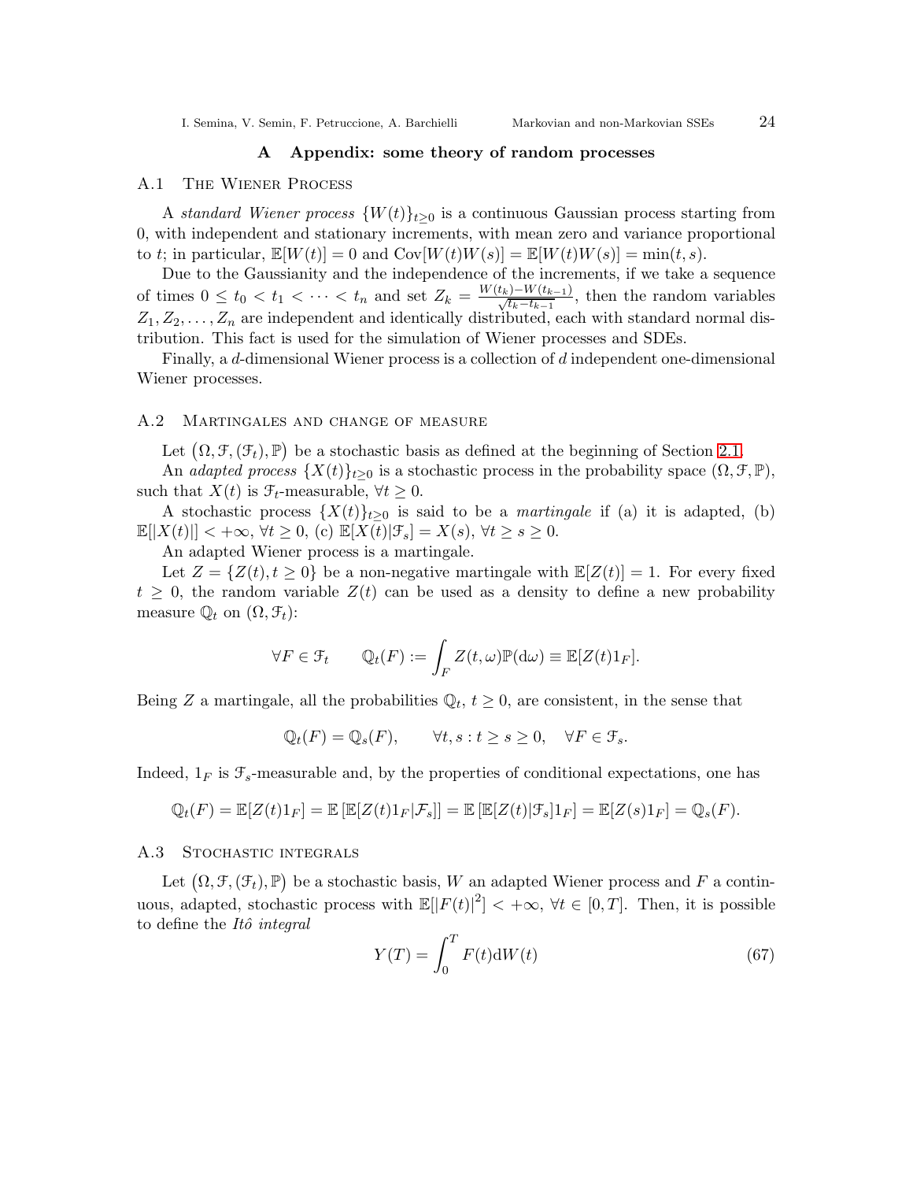## A Appendix: some theory of random processes

### A.1 The Wiener Process

A *standard Wiener process* $\{W(t)\}_{t\geq 0}$ is a continuous Gaussian process starting from 0, with independent and stationary increments, with mean zero and variance proportional to $t$; in particular, $\mathbb{E}[W(t)] = 0$ and $\mathrm{Cov}[W(t)W(s)] = \mathbb{E}[W(t)W(s)] = \min(t,s)$.

Due to the Gaussianity and the independence of the increments, if we take a sequence of times $0 \leq t_0 < t_1 < \cdots < t_n$ and set $Z_k = \frac{W(t_k) - W(t_{k-1})}{\sqrt{t_k - t_{k-1}}}$, then the random variables $Z_1, Z_2, \ldots, Z_n$ are independent and identically distributed, each with standard normal distribution. This fact is used for the simulation of Wiener processes and SDEs.

Finally, a $d$-dimensional Wiener process is a collection of $d$ independent one-dimensional Wiener processes.

### A.2 Martingales and change of measure

Let $\big(\Omega, \mathcal{F}, (\mathcal{F}_t), \mathbb{P}\big)$ be a stochastic basis as defined at the beginning of Section 2.1.

An *adapted process* $\{X(t)\}_{t\geq 0}$ is a stochastic process in the probability space $(\Omega, \mathcal{F}, \mathbb{P})$, such that $X(t)$ is $\mathcal{F}_t$-measurable, $\forall t \geq 0$.

A stochastic process $\{X(t)\}_{t\geq 0}$ is said to be a *martingale* if (a) it is adapted, (b) $\mathbb{E}[|X(t)|] < +\infty$, $\forall t \geq 0$, (c) $\mathbb{E}[X(t)|\mathcal{F}_s] = X(s)$, $\forall t \geq s \geq 0$.

An adapted Wiener process is a martingale.

Let $Z = \{Z(t), t \geq 0\}$ be a non-negative martingale with $\mathbb{E}[Z(t)] = 1$. For every fixed $t \geq 0$, the random variable $Z(t)$ can be used as a density to define a new probability measure $\mathbb{Q}_t$ on $(\Omega, \mathcal{F}_t)$:

$$\forall F \in \mathcal{F}_t \qquad \mathbb{Q}_t(F) := \int_F Z(t,\omega)\mathbb{P}(\mathrm{d}\omega) \equiv \mathbb{E}[Z(t)1_F].$$

Being $Z$ a martingale, all the probabilities $\mathbb{Q}_t$, $t \geq 0$, are consistent, in the sense that

$$\mathbb{Q}_t(F) = \mathbb{Q}_s(F), \qquad \forall t, s : t \geq s \geq 0, \quad \forall F \in \mathcal{F}_s.$$

Indeed, $1_F$ is $\mathcal{F}_s$-measurable and, by the properties of conditional expectations, one has

$$\mathbb{Q}_t(F) = \mathbb{E}[Z(t)1_F] = \mathbb{E}\left[\mathbb{E}[Z(t)1_F|\mathcal{F}_s]\right] = \mathbb{E}\left[\mathbb{E}[Z(t)|\mathcal{F}_s]1_F\right] = \mathbb{E}[Z(s)1_F] = \mathbb{Q}_s(F).$$

### A.3 Stochastic integrals

Let $\big(\Omega, \mathcal{F}, (\mathcal{F}_t), \mathbb{P}\big)$ be a stochastic basis, $W$ an adapted Wiener process and $F$ a continuous, adapted, stochastic process with $\mathbb{E}[|F(t)|^2] < +\infty$, $\forall t \in [0,T]$. Then, it is possible to define the *Itô integral*

$$Y(T) = \int_0^T F(t)\mathrm{d}W(t) \tag{67}$$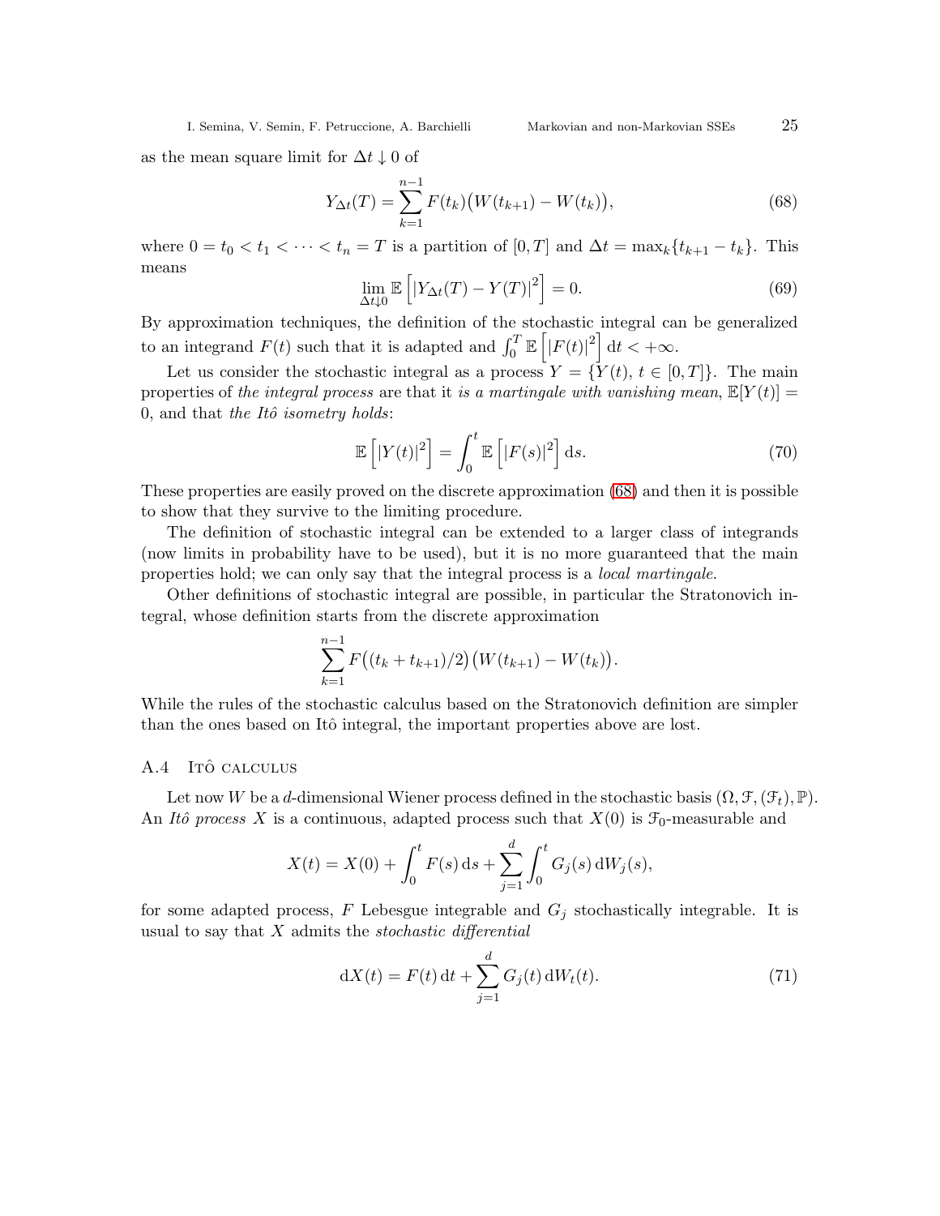as the mean square limit for $\Delta t \downarrow 0$ of

$$Y_{\Delta t}(T) = \sum_{k=1}^{n-1} F(t_k)\big(W(t_{k+1}) - W(t_k)\big), \tag{68}$$

where $0 = t_0 < t_1 < \cdots < t_n = T$ is a partition of $[0, T]$ and $\Delta t = \max_k\{t_{k+1} - t_k\}$. This means

$$\lim_{\Delta t \downarrow 0} \mathbb{E}\left[\left|Y_{\Delta t}(T) - Y(T)\right|^2\right] = 0. \tag{69}$$

By approximation techniques, the definition of the stochastic integral can be generalized to an integrand $F(t)$ such that it is adapted and $\int_0^T \mathbb{E}\left[|F(t)|^2\right] \mathrm{d}t < +\infty$.

Let us consider the stochastic integral as a process $Y = \{Y(t),\, t \in [0, T]\}$. The main properties of *the integral process* are that it *is a martingale with vanishing mean*, $\mathbb{E}[Y(t)] = 0$, and that *the Itô isometry holds*:

$$\mathbb{E}\left[|Y(t)|^2\right] = \int_0^t \mathbb{E}\left[|F(s)|^2\right] \mathrm{d}s. \tag{70}$$

These properties are easily proved on the discrete approximation (68) and then it is possible to show that they survive to the limiting procedure.

The definition of stochastic integral can be extended to a larger class of integrands (now limits in probability have to be used), but it is no more guaranteed that the main properties hold; we can only say that the integral process is a *local martingale*.

Other definitions of stochastic integral are possible, in particular the Stratonovich integral, whose definition starts from the discrete approximation

$$\sum_{k=1}^{n-1} F\big((t_k + t_{k+1})/2\big)\big(W(t_{k+1}) - W(t_k)\big).$$

While the rules of the stochastic calculus based on the Stratonovich definition are simpler than the ones based on Itô integral, the important properties above are lost.

### A.4 Itô calculus

Let now $W$ be a $d$-dimensional Wiener process defined in the stochastic basis $(\Omega, \mathcal{F}, (\mathcal{F}_t), \mathbb{P})$. An *Itô process* $X$ is a continuous, adapted process such that $X(0)$ is $\mathcal{F}_0$-measurable and

$$X(t) = X(0) + \int_0^t F(s)\,\mathrm{d}s + \sum_{j=1}^d \int_0^t G_j(s)\,\mathrm{d}W_j(s),$$

for some adapted process, $F$ Lebesgue integrable and $G_j$ stochastically integrable. It is usual to say that $X$ admits the *stochastic differential*

$$\mathrm{d}X(t) = F(t)\,\mathrm{d}t + \sum_{j=1}^d G_j(t)\,\mathrm{d}W_t(t). \tag{71}$$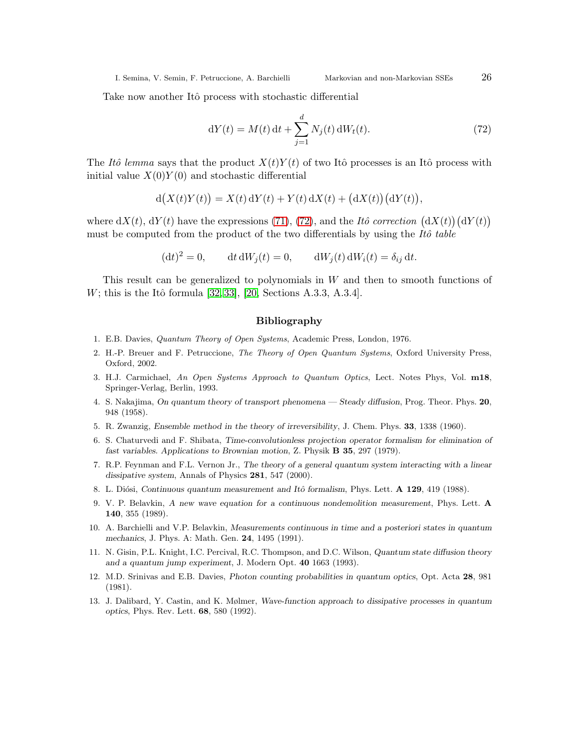Take now another Itô process with stochastic differential

$$\mathrm{d}Y(t) = M(t)\,\mathrm{d}t + \sum_{j=1}^{d} N_j(t)\,\mathrm{d}W_t(t). \tag{72}$$

The *Itô lemma* says that the product $X(t)Y(t)$ of two Itô processes is an Itô process with initial value $X(0)Y(0)$ and stochastic differential

$$\mathrm{d}\big(X(t)Y(t)\big) = X(t)\,\mathrm{d}Y(t) + Y(t)\,\mathrm{d}X(t) + \big(\mathrm{d}X(t)\big)\big(\mathrm{d}Y(t)\big),$$

where $\mathrm{d}X(t)$, $\mathrm{d}Y(t)$ have the expressions (71), (72), and the *Itô correction* $\big(\mathrm{d}X(t)\big)\big(\mathrm{d}Y(t)\big)$ must be computed from the product of the two differentials by using the *Itô table*

$$(\mathrm{d}t)^2 = 0, \qquad \mathrm{d}t\,\mathrm{d}W_j(t) = 0, \qquad \mathrm{d}W_j(t)\,\mathrm{d}W_i(t) = \delta_{ij}\,\mathrm{d}t.$$

This result can be generalized to polynomials in $W$ and then to smooth functions of $W$; this is the Itô formula [32, 33], [20, Sections A.3.3, A.3.4].

## Bibliography

1. E.B. Davies, *Quantum Theory of Open Systems*, Academic Press, London, 1976.
2. H.-P. Breuer and F. Petruccione, *The Theory of Open Quantum Systems*, Oxford University Press, Oxford, 2002.
3. H.J. Carmichael, *An Open Systems Approach to Quantum Optics*, Lect. Notes Phys, Vol. **m18**, Springer-Verlag, Berlin, 1993.
4. S. Nakajima, *On quantum theory of transport phenomena — Steady diffusion*, Prog. Theor. Phys. **20**, 948 (1958).
5. R. Zwanzig, *Ensemble method in the theory of irreversibility*, J. Chem. Phys. **33**, 1338 (1960).
6. S. Chaturvedi and F. Shibata, *Time-convolutionless projection operator formalism for elimination of fast variables. Applications to Brownian motion*, Z. Physik **B 35**, 297 (1979).
7. R.P. Feynman and F.L. Vernon Jr., *The theory of a general quantum system interacting with a linear dissipative system*, Annals of Physics **281**, 547 (2000).
8. L. Diósi, *Continuous quantum measurement and Itô formalism*, Phys. Lett. **A 129**, 419 (1988).
9. V. P. Belavkin, *A new wave equation for a continuous nondemolition measurement*, Phys. Lett. **A 140**, 355 (1989).
10. A. Barchielli and V.P. Belavkin, *Measurements continuous in time and a posteriori states in quantum mechanics*, J. Phys. A: Math. Gen. **24**, 1495 (1991).
11. N. Gisin, P.L. Knight, I.C. Percival, R.C. Thompson, and D.C. Wilson, *Quantum state diffusion theory and a quantum jump experiment*, J. Modern Opt. **40** 1663 (1993).
12. M.D. Srinivas and E.B. Davies, *Photon counting probabilities in quantum optics*, Opt. Acta **28**, 981 (1981).
13. J. Dalibard, Y. Castin, and K. Mølmer, *Wave-function approach to dissipative processes in quantum optics*, Phys. Rev. Lett. **68**, 580 (1992).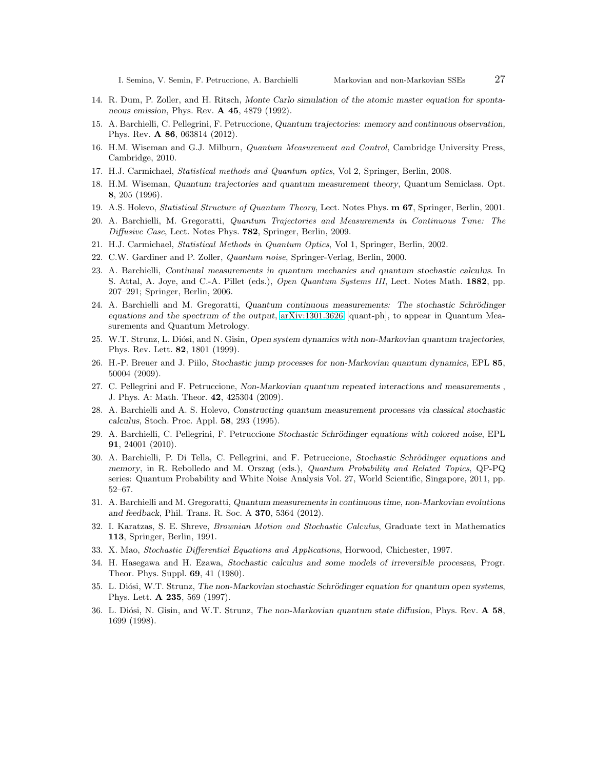14. R. Dum, P. Zoller, and H. Ritsch, *Monte Carlo simulation of the atomic master equation for spontaneous emission*, Phys. Rev. **A 45**, 4879 (1992).
15. A. Barchielli, C. Pellegrini, F. Petruccione, *Quantum trajectories: memory and continuous observation*, Phys. Rev. **A 86**, 063814 (2012).
16. H.M. Wiseman and G.J. Milburn, *Quantum Measurement and Control*, Cambridge University Press, Cambridge, 2010.
17. H.J. Carmichael, *Statistical methods and Quantum optics*, Vol 2, Springer, Berlin, 2008.
18. H.M. Wiseman, *Quantum trajectories and quantum measurement theory*, Quantum Semiclass. Opt. **8**, 205 (1996).
19. A.S. Holevo, *Statistical Structure of Quantum Theory*, Lect. Notes Phys. **m 67**, Springer, Berlin, 2001.
20. A. Barchielli, M. Gregoratti, *Quantum Trajectories and Measurements in Continuous Time: The Diffusive Case*, Lect. Notes Phys. **782**, Springer, Berlin, 2009.
21. H.J. Carmichael, *Statistical Methods in Quantum Optics*, Vol 1, Springer, Berlin, 2002.
22. C.W. Gardiner and P. Zoller, *Quantum noise*, Springer-Verlag, Berlin, 2000.
23. A. Barchielli, *Continual measurements in quantum mechanics and quantum stochastic calculus*. In S. Attal, A. Joye, and C.-A. Pillet (eds.), *Open Quantum Systems III*, Lect. Notes Math. **1882**, pp. 207–291; Springer, Berlin, 2006.
24. A. Barchielli and M. Gregoratti, *Quantum continuous measurements: The stochastic Schrödinger equations and the spectrum of the output*, arXiv:1301.3626 [quant-ph], to appear in Quantum Measurements and Quantum Metrology.
25. W.T. Strunz, L. Diósi, and N. Gisin, *Open system dynamics with non-Markovian quantum trajectories*, Phys. Rev. Lett. **82**, 1801 (1999).
26. H.-P. Breuer and J. Piilo, *Stochastic jump processes for non-Markovian quantum dynamics*, EPL **85**, 50004 (2009).
27. C. Pellegrini and F. Petruccione, *Non-Markovian quantum repeated interactions and measurements* , J. Phys. A: Math. Theor. **42**, 425304 (2009).
28. A. Barchielli and A. S. Holevo, *Constructing quantum measurement processes via classical stochastic calculus*, Stoch. Proc. Appl. **58**, 293 (1995).
29. A. Barchielli, C. Pellegrini, F. Petruccione *Stochastic Schrödinger equations with colored noise*, EPL **91**, 24001 (2010).
30. A. Barchielli, P. Di Tella, C. Pellegrini, and F. Petruccione, *Stochastic Schrödinger equations and memory*, in R. Rebolledo and M. Orszag (eds.), *Quantum Probability and Related Topics*, QP-PQ series: Quantum Probability and White Noise Analysis Vol. 27, World Scientific, Singapore, 2011, pp. 52–67.
31. A. Barchielli and M. Gregoratti, *Quantum measurements in continuous time, non-Markovian evolutions and feedback*, Phil. Trans. R. Soc. A **370**, 5364 (2012).
32. I. Karatzas, S. E. Shreve, *Brownian Motion and Stochastic Calculus*, Graduate text in Mathematics **113**, Springer, Berlin, 1991.
33. X. Mao, *Stochastic Differential Equations and Applications*, Horwood, Chichester, 1997.
34. H. Hasegawa and H. Ezawa, *Stochastic calculus and some models of irreversible processes*, Progr. Theor. Phys. Suppl. **69**, 41 (1980).
35. L. Diósi, W.T. Strunz, *The non-Markovian stochastic Schrödinger equation for quantum open systems*, Phys. Lett. **A 235**, 569 (1997).
36. L. Diósi, N. Gisin, and W.T. Strunz, *The non-Markovian quantum state diffusion*, Phys. Rev. **A 58**, 1699 (1998).